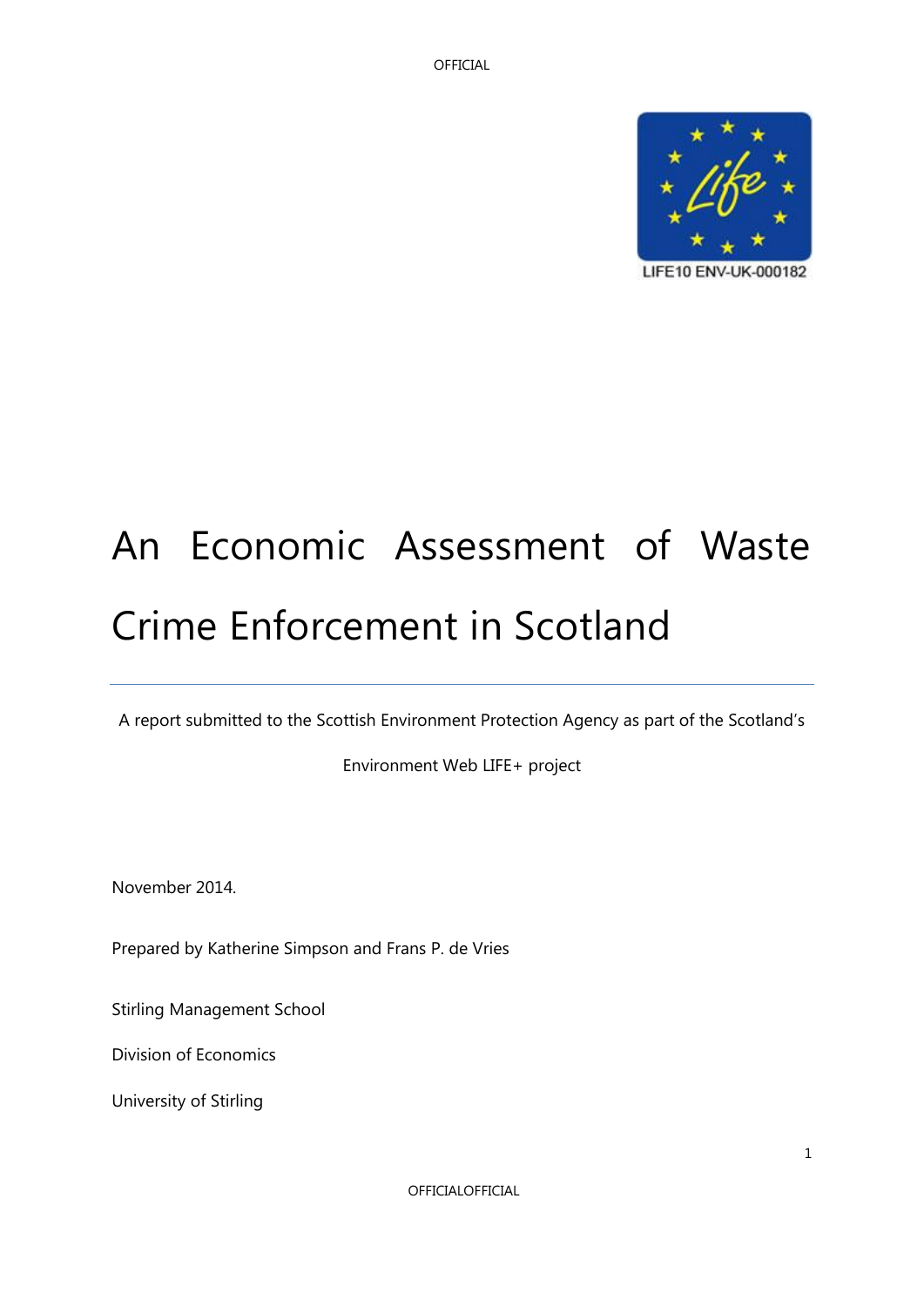LIFE10 ENV-UK-000182

# An Economic Assessment of Waste Crime Enforcement in Scotland

A report submitted to the Scottish Environment Protection Agency as part of the Scotland's Environment Web LIFE+ project

November 2014.

Prepared by Katherine Simpson and Frans P. de Vries

Stirling Management School

Division of Economics

University of Stirling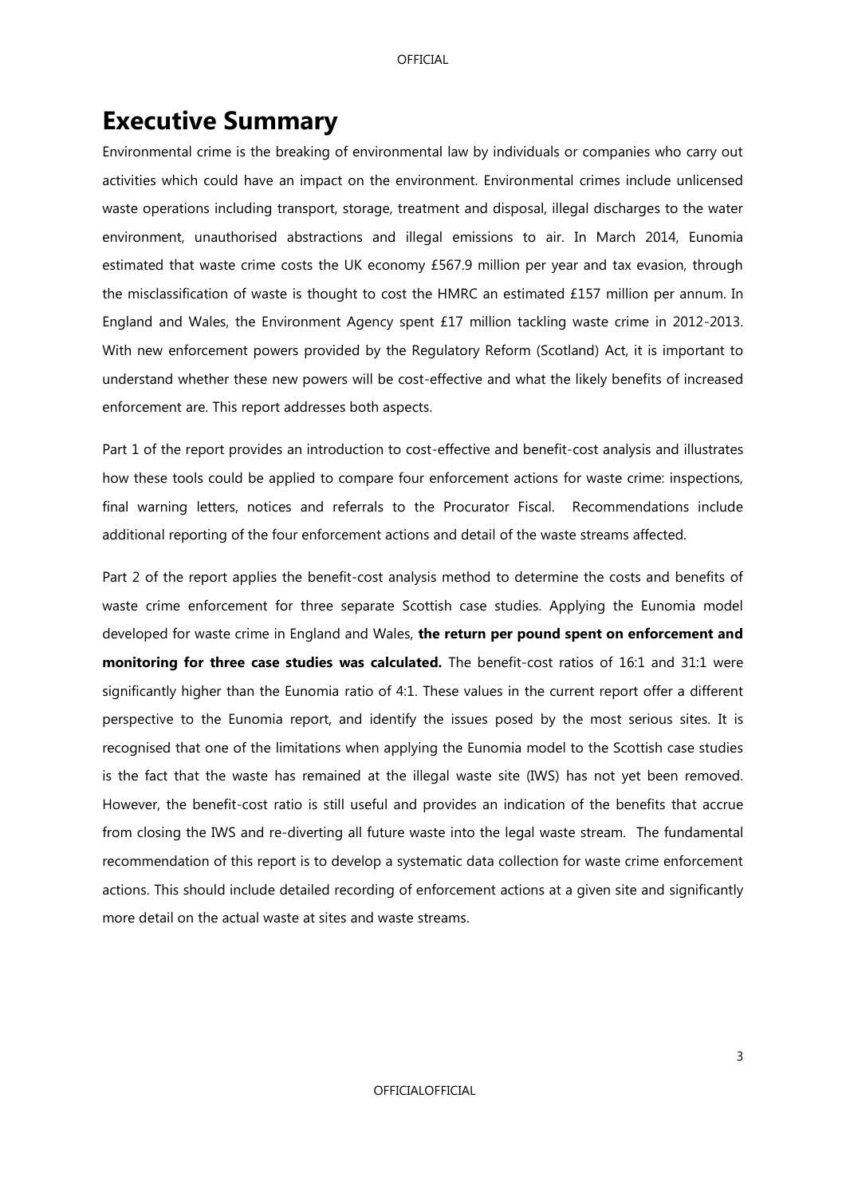# Executive Summary

Environmental crime is the breaking of environmental law by individuals or companies who carry out activities which could have an impact on the environment. Environmental crimes include unlicensed waste operations including transport, storage, treatment and disposal, illegal discharges to the water environment, unauthorised abstractions and illegal emissions to air. In March 2014, Eunomia estimated that waste crime costs the UK economy £567.9 million per year and tax evasion, through the misclassification of waste is thought to cost the HMRC an estimated £157 million per annum. In England and Wales, the Environment Agency spent £17 million tackling waste crime in 2012-2013. With new enforcement powers provided by the Regulatory Reform (Scotland) Act, it is important to understand whether these new powers will be cost-effective and what the likely benefits of increased enforcement are. This report addresses both aspects.

Part 1 of the report provides an introduction to cost-effective and benefit-cost analysis and illustrates how these tools could be applied to compare four enforcement actions for waste crime: inspections, final warning letters, notices and referrals to the Procurator Fiscal. Recommendations include additional reporting of the four enforcement actions and detail of the waste streams affected.

Part 2 of the report applies the benefit-cost analysis method to determine the costs and benefits of waste crime enforcement for three separate Scottish case studies. Applying the Eunomia model developed for waste crime in England and Wales, **the return per pound spent on enforcement and monitoring for three case studies was calculated.** The benefit-cost ratios of 16:1 and 31:1 were significantly higher than the Eunomia ratio of 4:1. These values in the current report offer a different perspective to the Eunomia report, and identify the issues posed by the most serious sites. It is recognised that one of the limitations when applying the Eunomia model to the Scottish case studies is the fact that the waste has remained at the illegal waste site (IWS) has not yet been removed. However, the benefit-cost ratio is still useful and provides an indication of the benefits that accrue from closing the IWS and re-diverting all future waste into the legal waste stream. The fundamental recommendation of this report is to develop a systematic data collection for waste crime enforcement actions. This should include detailed recording of enforcement actions at a given site and significantly more detail on the actual waste at sites and waste streams.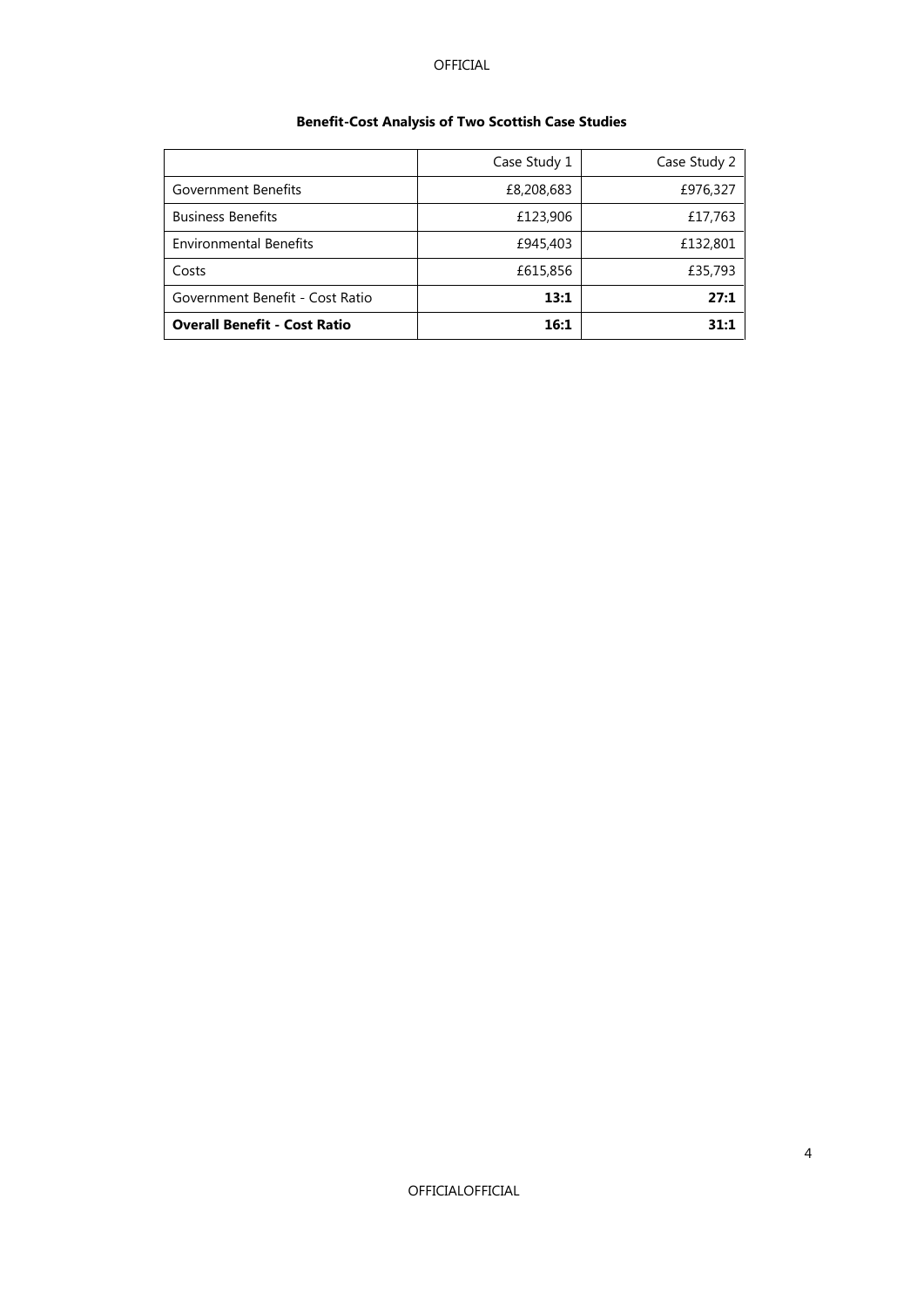**Benefit-Cost Analysis of Two Scottish Case Studies**

| | Case Study 1 | Case Study 2 |
|---|---|---|
| Government Benefits | £8,208,683 | £976,327 |
| Business Benefits | £123,906 | £17,763 |
| Environmental Benefits | £945,403 | £132,801 |
| Costs | £615,856 | £35,793 |
| Government Benefit - Cost Ratio | **13:1** | **27:1** |
| **Overall Benefit - Cost Ratio** | **16:1** | **31:1** |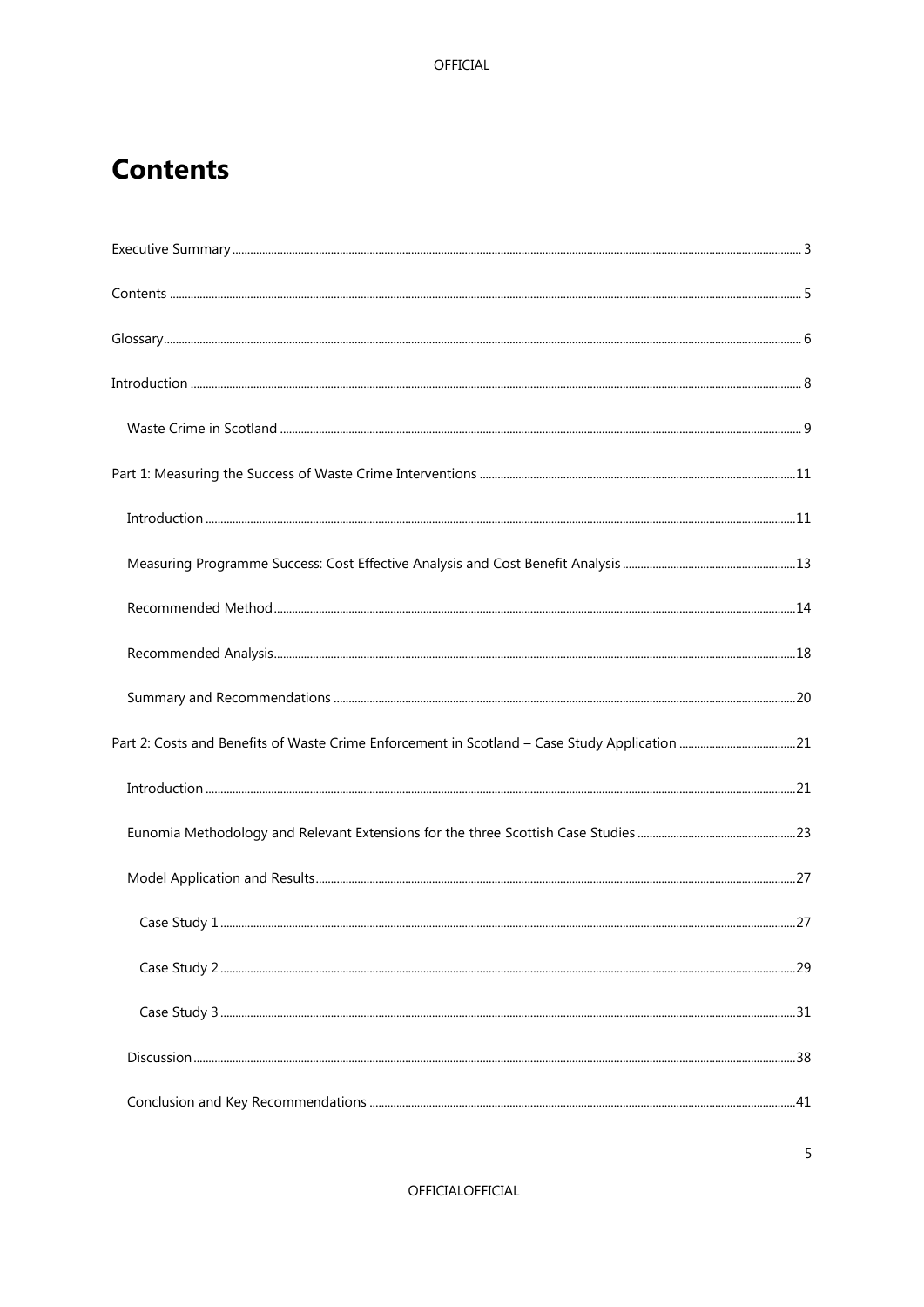# Contents

Executive Summary ... 3

Contents ... 5

Glossary ... 6

Introduction ... 8

- Waste Crime in Scotland ... 9

Part 1: Measuring the Success of Waste Crime Interventions ... 11

- Introduction ... 11
- Measuring Programme Success: Cost Effective Analysis and Cost Benefit Analysis ... 13
- Recommended Method ... 14
- Recommended Analysis ... 18
- Summary and Recommendations ... 20

Part 2: Costs and Benefits of Waste Crime Enforcement in Scotland – Case Study Application ... 21

- Introduction ... 21
- Eunomia Methodology and Relevant Extensions for the three Scottish Case Studies ... 23
- Model Application and Results ... 27
  - Case Study 1 ... 27
  - Case Study 2 ... 29
  - Case Study 3 ... 31
- Discussion ... 38
- Conclusion and Key Recommendations ... 41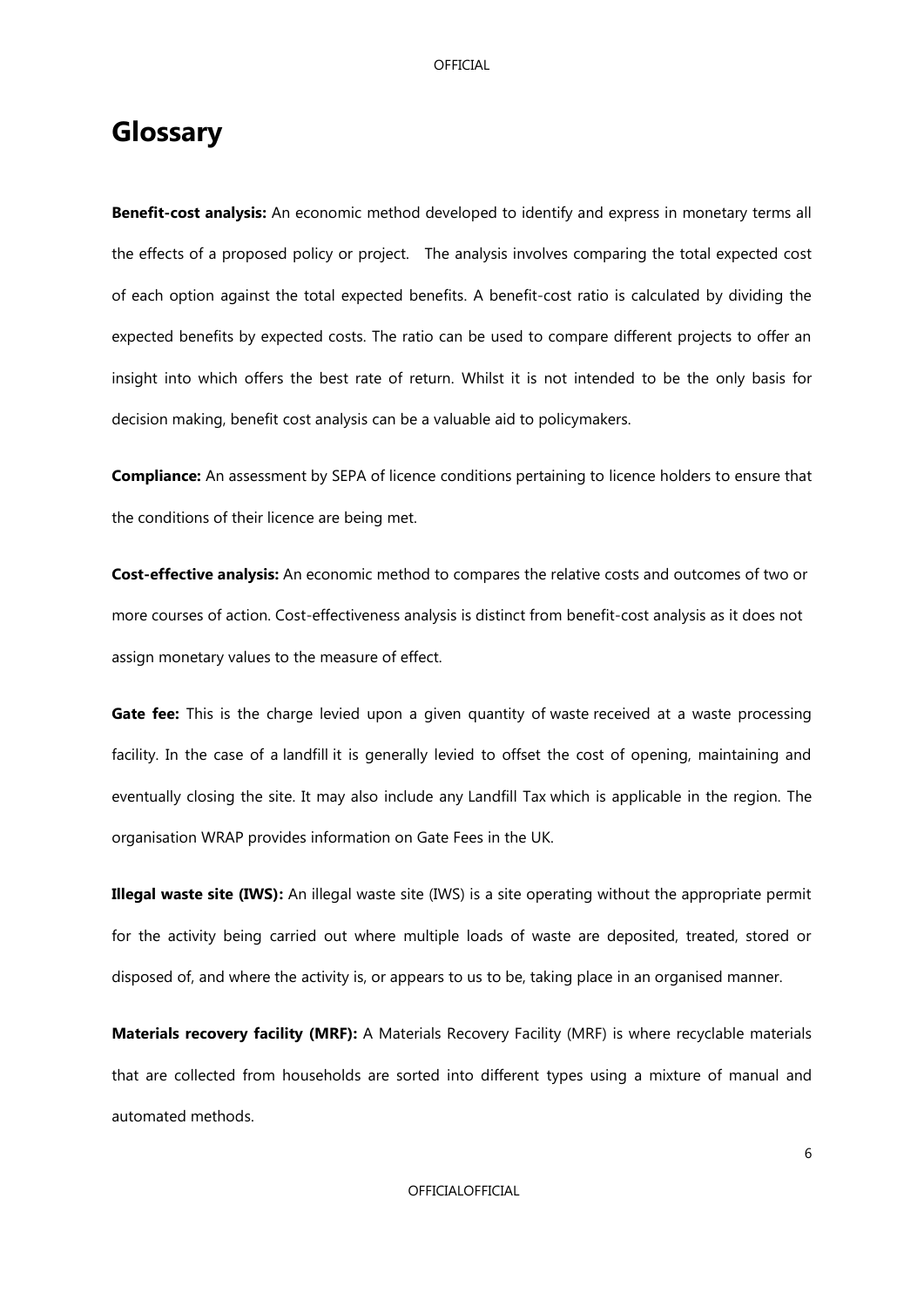# Glossary

**Benefit-cost analysis:** An economic method developed to identify and express in monetary terms all the effects of a proposed policy or project. The analysis involves comparing the total expected cost of each option against the total expected benefits. A benefit-cost ratio is calculated by dividing the expected benefits by expected costs. The ratio can be used to compare different projects to offer an insight into which offers the best rate of return. Whilst it is not intended to be the only basis for decision making, benefit cost analysis can be a valuable aid to policymakers.

**Compliance:** An assessment by SEPA of licence conditions pertaining to licence holders to ensure that the conditions of their licence are being met.

**Cost-effective analysis:** An economic method to compares the relative costs and outcomes of two or more courses of action. Cost-effectiveness analysis is distinct from benefit-cost analysis as it does not assign monetary values to the measure of effect.

**Gate fee:** This is the charge levied upon a given quantity of waste received at a waste processing facility. In the case of a landfill it is generally levied to offset the cost of opening, maintaining and eventually closing the site. It may also include any Landfill Tax which is applicable in the region. The organisation WRAP provides information on Gate Fees in the UK.

**Illegal waste site (IWS):** An illegal waste site (IWS) is a site operating without the appropriate permit for the activity being carried out where multiple loads of waste are deposited, treated, stored or disposed of, and where the activity is, or appears to us to be, taking place in an organised manner.

**Materials recovery facility (MRF):** A Materials Recovery Facility (MRF) is where recyclable materials that are collected from households are sorted into different types using a mixture of manual and automated methods.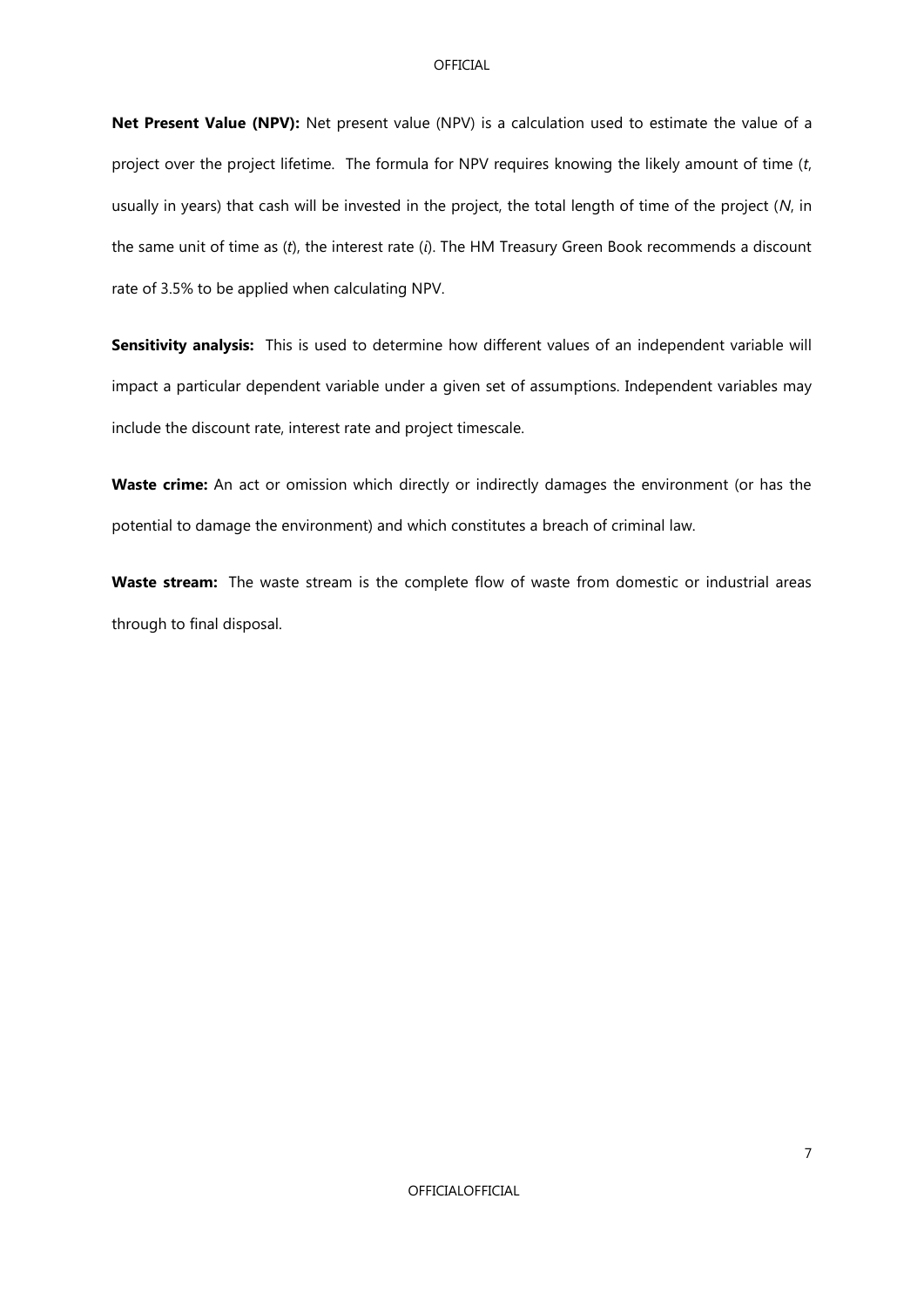**Net Present Value (NPV):** Net present value (NPV) is a calculation used to estimate the value of a project over the project lifetime. The formula for NPV requires knowing the likely amount of time ($t$, usually in years) that cash will be invested in the project, the total length of time of the project ($N$, in the same unit of time as ($t$), the interest rate ($i$). The HM Treasury Green Book recommends a discount rate of 3.5% to be applied when calculating NPV.

**Sensitivity analysis:** This is used to determine how different values of an independent variable will impact a particular dependent variable under a given set of assumptions. Independent variables may include the discount rate, interest rate and project timescale.

**Waste crime:** An act or omission which directly or indirectly damages the environment (or has the potential to damage the environment) and which constitutes a breach of criminal law.

**Waste stream:** The waste stream is the complete flow of waste from domestic or industrial areas through to final disposal.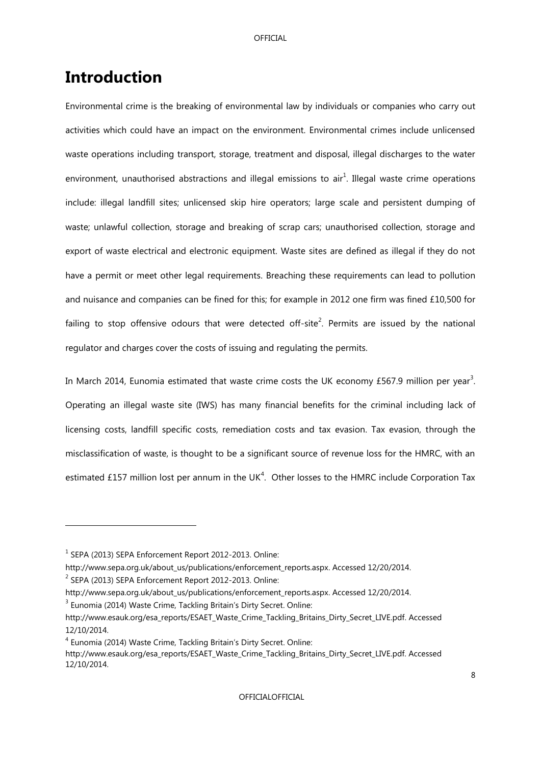# Introduction

Environmental crime is the breaking of environmental law by individuals or companies who carry out activities which could have an impact on the environment. Environmental crimes include unlicensed waste operations including transport, storage, treatment and disposal, illegal discharges to the water environment, unauthorised abstractions and illegal emissions to air[1]. Illegal waste crime operations include: illegal landfill sites; unlicensed skip hire operators; large scale and persistent dumping of waste; unlawful collection, storage and breaking of scrap cars; unauthorised collection, storage and export of waste electrical and electronic equipment. Waste sites are defined as illegal if they do not have a permit or meet other legal requirements. Breaching these requirements can lead to pollution and nuisance and companies can be fined for this; for example in 2012 one firm was fined £10,500 for failing to stop offensive odours that were detected off-site[2]. Permits are issued by the national regulator and charges cover the costs of issuing and regulating the permits.

In March 2014, Eunomia estimated that waste crime costs the UK economy £567.9 million per year[3]. Operating an illegal waste site (IWS) has many financial benefits for the criminal including lack of licensing costs, landfill specific costs, remediation costs and tax evasion. Tax evasion, through the misclassification of waste, is thought to be a significant source of revenue loss for the HMRC, with an estimated £157 million lost per annum in the UK[4]. Other losses to the HMRC include Corporation Tax

---

[1] SEPA (2013) SEPA Enforcement Report 2012-2013. Online: http://www.sepa.org.uk/about_us/publications/enforcement_reports.aspx. Accessed 12/20/2014.

[2] SEPA (2013) SEPA Enforcement Report 2012-2013. Online: http://www.sepa.org.uk/about_us/publications/enforcement_reports.aspx. Accessed 12/20/2014.

[3] Eunomia (2014) Waste Crime, Tackling Britain's Dirty Secret. Online: http://www.esauk.org/esa_reports/ESAET_Waste_Crime_Tackling_Britains_Dirty_Secret_LIVE.pdf. Accessed 12/10/2014.

[4] Eunomia (2014) Waste Crime, Tackling Britain's Dirty Secret. Online: http://www.esauk.org/esa_reports/ESAET_Waste_Crime_Tackling_Britains_Dirty_Secret_LIVE.pdf. Accessed 12/10/2014.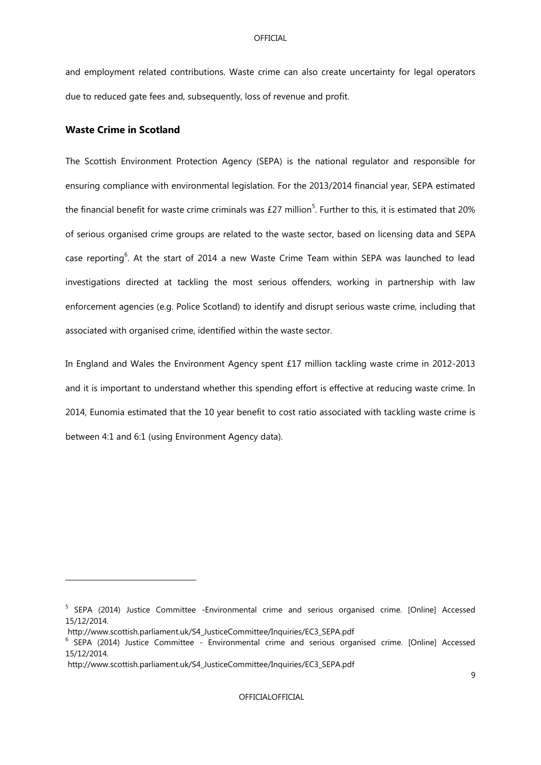and employment related contributions. Waste crime can also create uncertainty for legal operators due to reduced gate fees and, subsequently, loss of revenue and profit.

## Waste Crime in Scotland

The Scottish Environment Protection Agency (SEPA) is the national regulator and responsible for ensuring compliance with environmental legislation. For the 2013/2014 financial year, SEPA estimated the financial benefit for waste crime criminals was £27 million[5]. Further to this, it is estimated that 20% of serious organised crime groups are related to the waste sector, based on licensing data and SEPA case reporting[6]. At the start of 2014 a new Waste Crime Team within SEPA was launched to lead investigations directed at tackling the most serious offenders, working in partnership with law enforcement agencies (e.g. Police Scotland) to identify and disrupt serious waste crime, including that associated with organised crime, identified within the waste sector.

In England and Wales the Environment Agency spent £17 million tackling waste crime in 2012-2013 and it is important to understand whether this spending effort is effective at reducing waste crime. In 2014, Eunomia estimated that the 10 year benefit to cost ratio associated with tackling waste crime is between 4:1 and 6:1 (using Environment Agency data).

---

[5] SEPA (2014) Justice Committee -Environmental crime and serious organised crime. [Online] Accessed 15/12/2014.
http://www.scottish.parliament.uk/S4_JusticeCommittee/Inquiries/EC3_SEPA.pdf

[6] SEPA (2014) Justice Committee - Environmental crime and serious organised crime. [Online] Accessed 15/12/2014.
http://www.scottish.parliament.uk/S4_JusticeCommittee/Inquiries/EC3_SEPA.pdf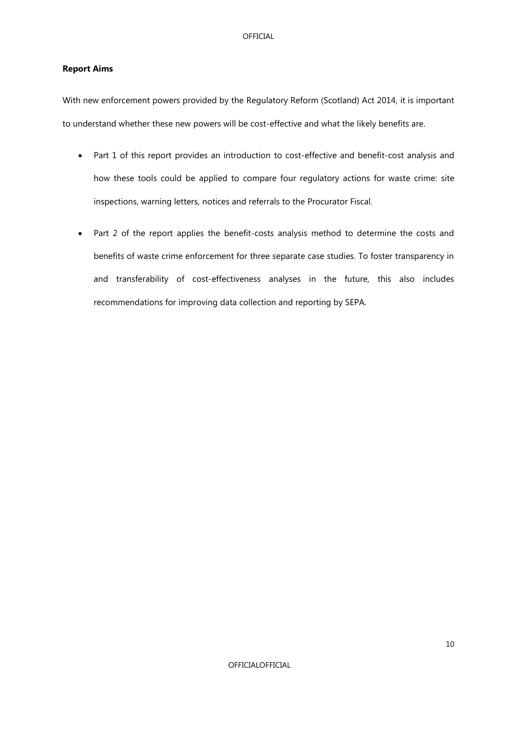**Report Aims**

With new enforcement powers provided by the Regulatory Reform (Scotland) Act 2014, it is important to understand whether these new powers will be cost-effective and what the likely benefits are.

- Part 1 of this report provides an introduction to cost-effective and benefit-cost analysis and how these tools could be applied to compare four regulatory actions for waste crime: site inspections, warning letters, notices and referrals to the Procurator Fiscal.
- Part 2 of the report applies the benefit-costs analysis method to determine the costs and benefits of waste crime enforcement for three separate case studies. To foster transparency in and transferability of cost-effectiveness analyses in the future, this also includes recommendations for improving data collection and reporting by SEPA.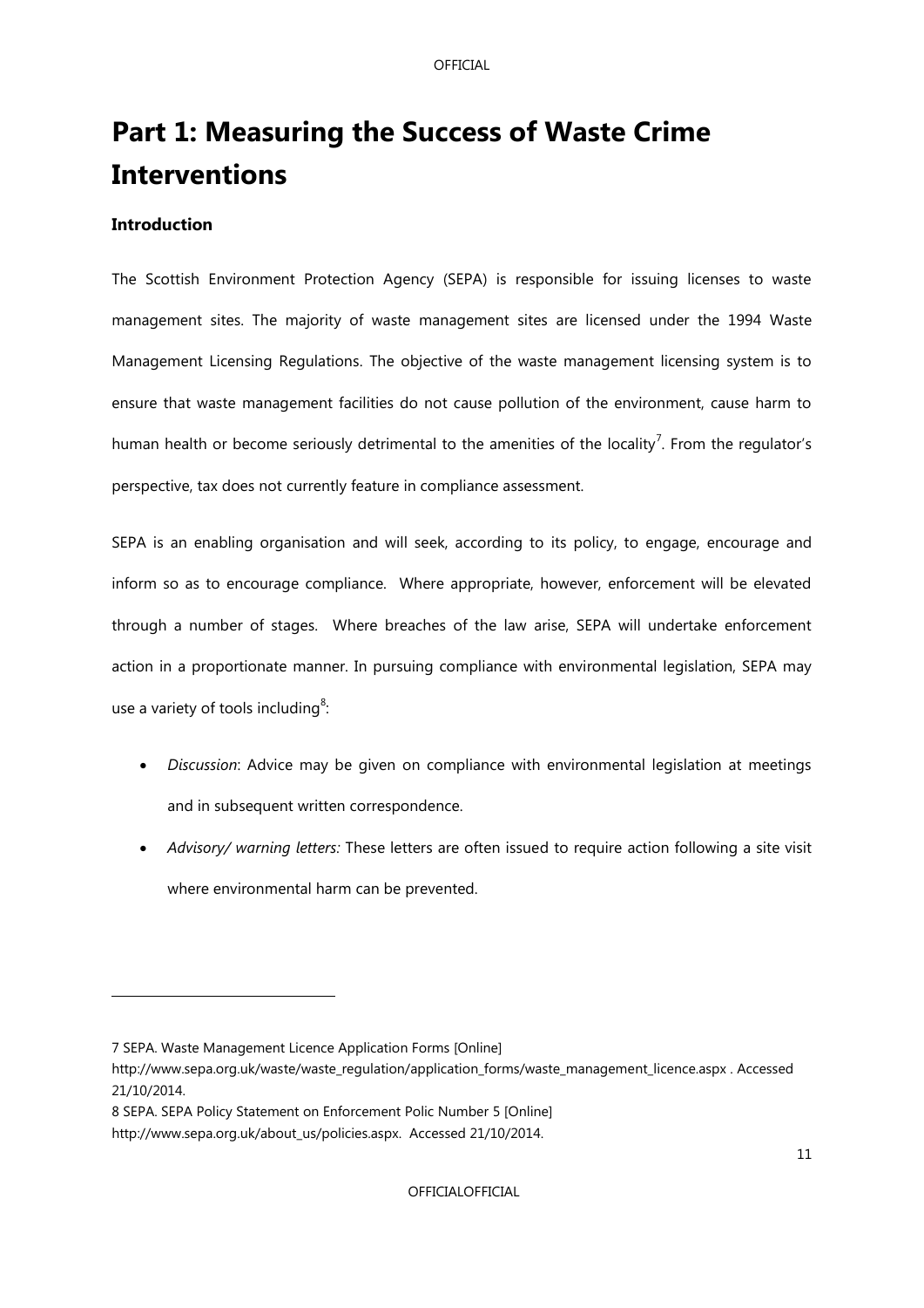# Part 1: Measuring the Success of Waste Crime Interventions

### Introduction

The Scottish Environment Protection Agency (SEPA) is responsible for issuing licenses to waste management sites. The majority of waste management sites are licensed under the 1994 Waste Management Licensing Regulations. The objective of the waste management licensing system is to ensure that waste management facilities do not cause pollution of the environment, cause harm to human health or become seriously detrimental to the amenities of the locality[7]. From the regulator's perspective, tax does not currently feature in compliance assessment.

SEPA is an enabling organisation and will seek, according to its policy, to engage, encourage and inform so as to encourage compliance. Where appropriate, however, enforcement will be elevated through a number of stages. Where breaches of the law arise, SEPA will undertake enforcement action in a proportionate manner. In pursuing compliance with environmental legislation, SEPA may use a variety of tools including[8]:

- *Discussion*: Advice may be given on compliance with environmental legislation at meetings and in subsequent written correspondence.
- *Advisory/ warning letters:* These letters are often issued to require action following a site visit where environmental harm can be prevented.

---

7 SEPA. Waste Management Licence Application Forms [Online] http://www.sepa.org.uk/waste/waste_regulation/application_forms/waste_management_licence.aspx . Accessed 21/10/2014.

8 SEPA. SEPA Policy Statement on Enforcement Polic Number 5 [Online] http://www.sepa.org.uk/about_us/policies.aspx. Accessed 21/10/2014.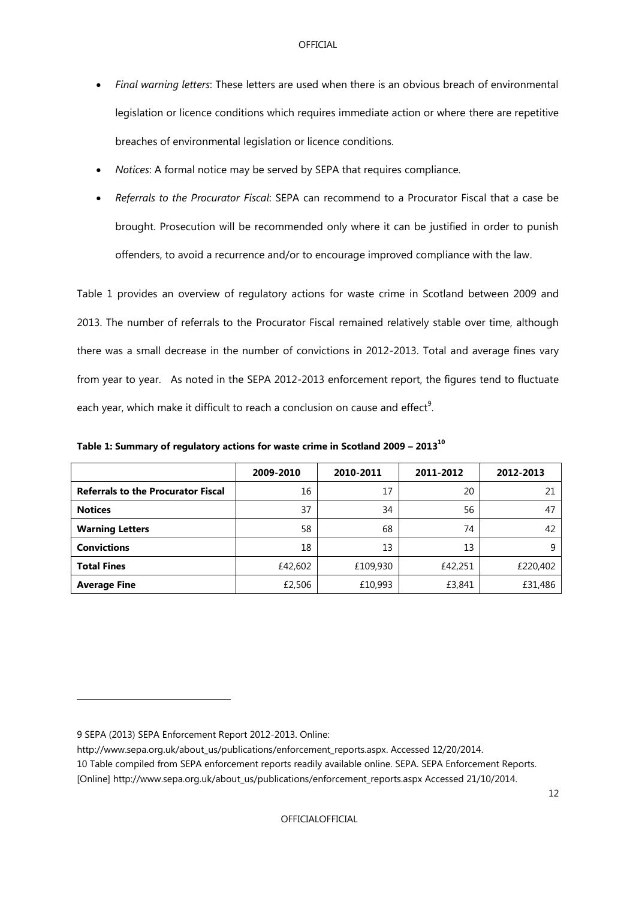- *Final warning letters*: These letters are used when there is an obvious breach of environmental legislation or licence conditions which requires immediate action or where there are repetitive breaches of environmental legislation or licence conditions.
- *Notices*: A formal notice may be served by SEPA that requires compliance.
- *Referrals to the Procurator Fiscal*: SEPA can recommend to a Procurator Fiscal that a case be brought. Prosecution will be recommended only where it can be justified in order to punish offenders, to avoid a recurrence and/or to encourage improved compliance with the law.

Table 1 provides an overview of regulatory actions for waste crime in Scotland between 2009 and 2013. The number of referrals to the Procurator Fiscal remained relatively stable over time, although there was a small decrease in the number of convictions in 2012-2013. Total and average fines vary from year to year. As noted in the SEPA 2012-2013 enforcement report, the figures tend to fluctuate each year, which make it difficult to reach a conclusion on cause and effect[9].

**Table 1: Summary of regulatory actions for waste crime in Scotland 2009 – 2013[10]**

| | 2009-2010 | 2010-2011 | 2011-2012 | 2012-2013 |
|---|---|---|---|---|
| **Referrals to the Procurator Fiscal** | 16 | 17 | 20 | 21 |
| **Notices** | 37 | 34 | 56 | 47 |
| **Warning Letters** | 58 | 68 | 74 | 42 |
| **Convictions** | 18 | 13 | 13 | 9 |
| **Total Fines** | £42,602 | £109,930 | £42,251 | £220,402 |
| **Average Fine** | £2,506 | £10,993 | £3,841 | £31,486 |

9 SEPA (2013) SEPA Enforcement Report 2012-2013. Online: http://www.sepa.org.uk/about_us/publications/enforcement_reports.aspx. Accessed 12/20/2014.

10 Table compiled from SEPA enforcement reports readily available online. SEPA. SEPA Enforcement Reports. [Online] http://www.sepa.org.uk/about_us/publications/enforcement_reports.aspx Accessed 21/10/2014.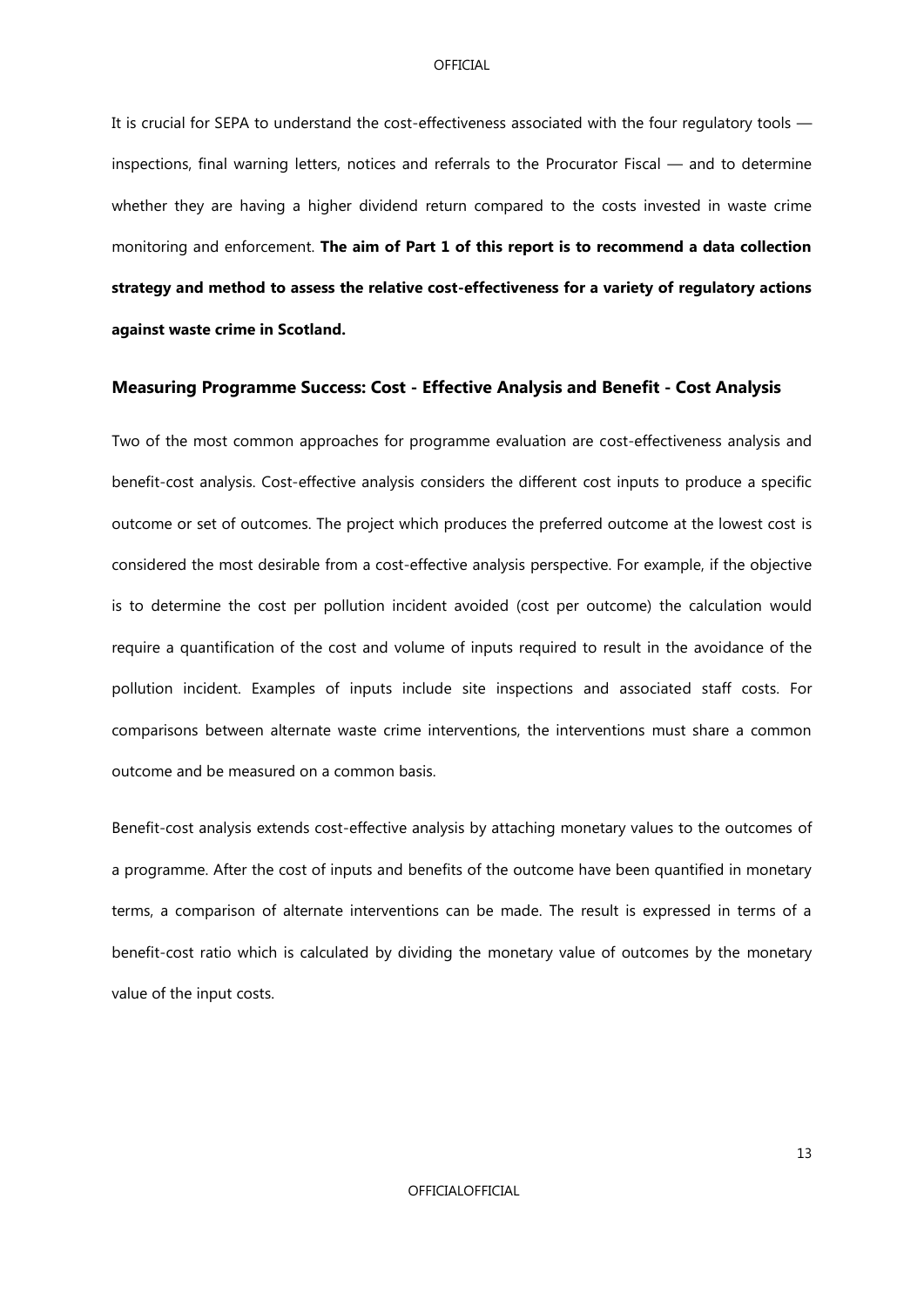It is crucial for SEPA to understand the cost-effectiveness associated with the four regulatory tools — inspections, final warning letters, notices and referrals to the Procurator Fiscal — and to determine whether they are having a higher dividend return compared to the costs invested in waste crime monitoring and enforcement. **The aim of Part 1 of this report is to recommend a data collection strategy and method to assess the relative cost-effectiveness for a variety of regulatory actions against waste crime in Scotland.**

### Measuring Programme Success: Cost - Effective Analysis and Benefit - Cost Analysis

Two of the most common approaches for programme evaluation are cost-effectiveness analysis and benefit-cost analysis. Cost-effective analysis considers the different cost inputs to produce a specific outcome or set of outcomes. The project which produces the preferred outcome at the lowest cost is considered the most desirable from a cost-effective analysis perspective. For example, if the objective is to determine the cost per pollution incident avoided (cost per outcome) the calculation would require a quantification of the cost and volume of inputs required to result in the avoidance of the pollution incident. Examples of inputs include site inspections and associated staff costs. For comparisons between alternate waste crime interventions, the interventions must share a common outcome and be measured on a common basis.

Benefit-cost analysis extends cost-effective analysis by attaching monetary values to the outcomes of a programme. After the cost of inputs and benefits of the outcome have been quantified in monetary terms, a comparison of alternate interventions can be made. The result is expressed in terms of a benefit-cost ratio which is calculated by dividing the monetary value of outcomes by the monetary value of the input costs.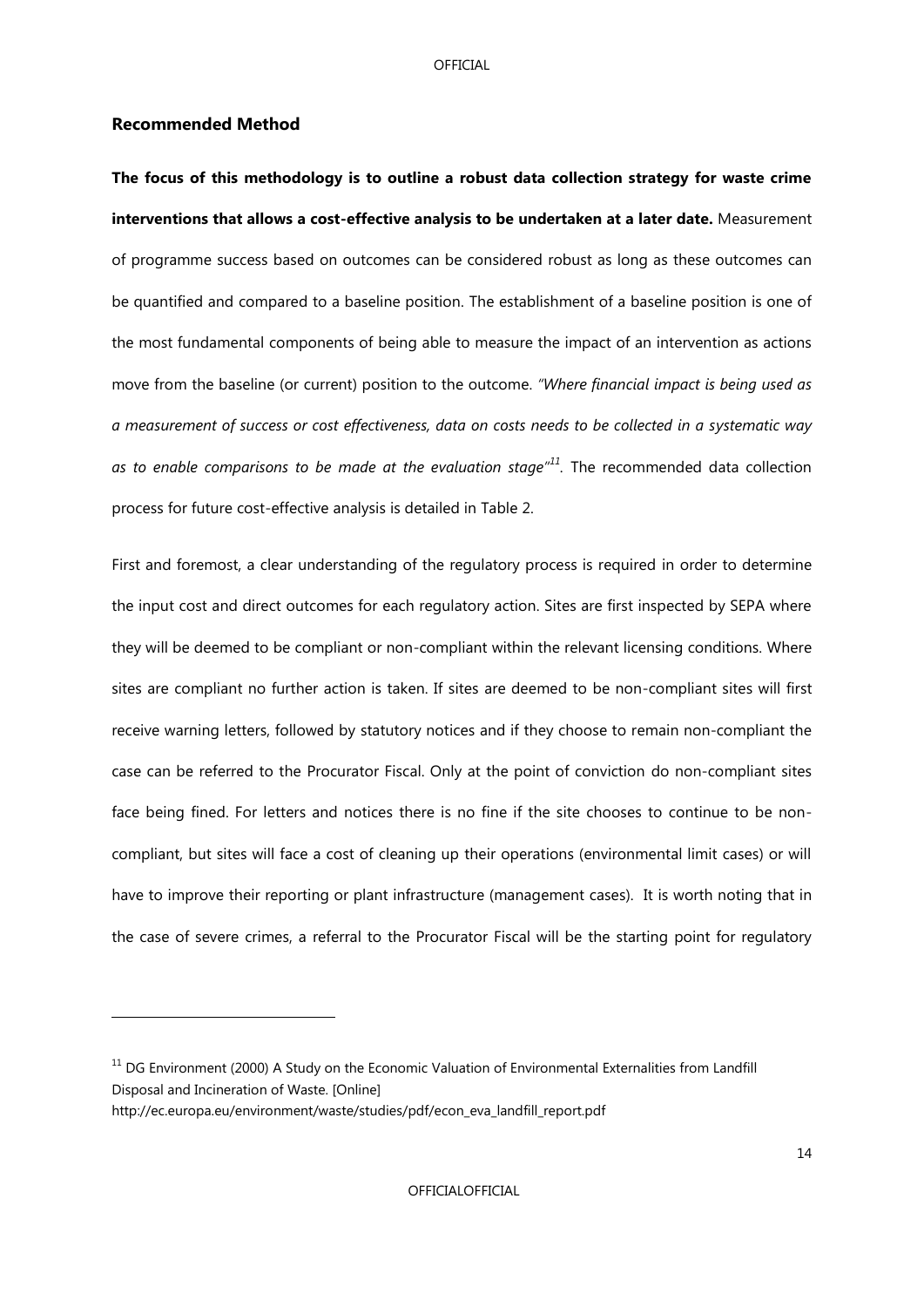## Recommended Method

**The focus of this methodology is to outline a robust data collection strategy for waste crime interventions that allows a cost-effective analysis to be undertaken at a later date.** Measurement of programme success based on outcomes can be considered robust as long as these outcomes can be quantified and compared to a baseline position. The establishment of a baseline position is one of the most fundamental components of being able to measure the impact of an intervention as actions move from the baseline (or current) position to the outcome. *"Where financial impact is being used as a measurement of success or cost effectiveness, data on costs needs to be collected in a systematic way as to enable comparisons to be made at the evaluation stage"*[11]. The recommended data collection process for future cost-effective analysis is detailed in Table 2.

First and foremost, a clear understanding of the regulatory process is required in order to determine the input cost and direct outcomes for each regulatory action. Sites are first inspected by SEPA where they will be deemed to be compliant or non-compliant within the relevant licensing conditions. Where sites are compliant no further action is taken. If sites are deemed to be non-compliant sites will first receive warning letters, followed by statutory notices and if they choose to remain non-compliant the case can be referred to the Procurator Fiscal. Only at the point of conviction do non-compliant sites face being fined. For letters and notices there is no fine if the site chooses to continue to be non-compliant, but sites will face a cost of cleaning up their operations (environmental limit cases) or will have to improve their reporting or plant infrastructure (management cases). It is worth noting that in the case of severe crimes, a referral to the Procurator Fiscal will be the starting point for regulatory

---

[11] DG Environment (2000) A Study on the Economic Valuation of Environmental Externalities from Landfill Disposal and Incineration of Waste. [Online] http://ec.europa.eu/environment/waste/studies/pdf/econ_eva_landfill_report.pdf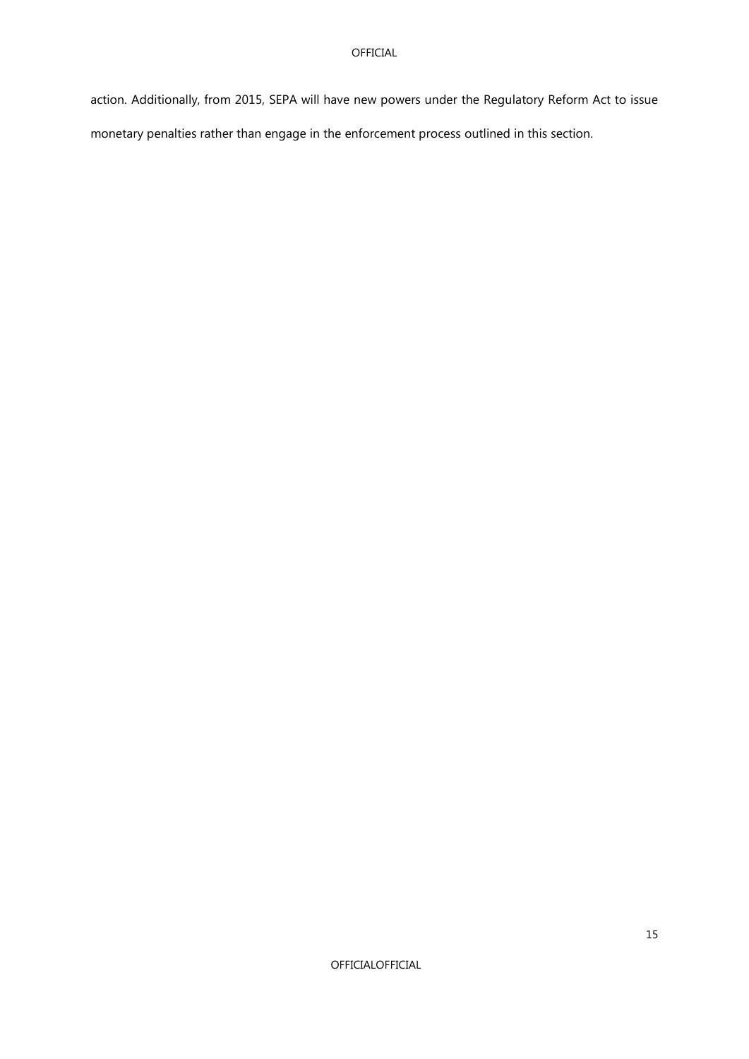action. Additionally, from 2015, SEPA will have new powers under the Regulatory Reform Act to issue monetary penalties rather than engage in the enforcement process outlined in this section.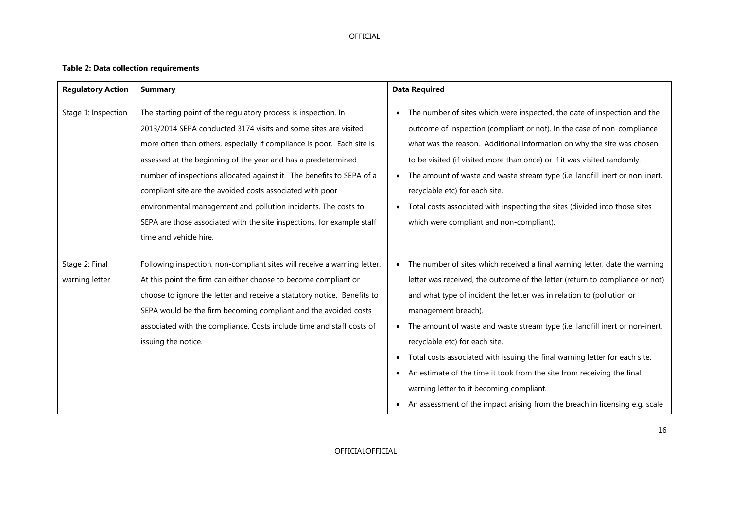**Table 2: Data collection requirements**

| Regulatory Action | Summary | Data Required |
| --- | --- | --- |
| Stage 1: Inspection | The starting point of the regulatory process is inspection. In 2013/2014 SEPA conducted 3174 visits and some sites are visited more often than others, especially if compliance is poor. Each site is assessed at the beginning of the year and has a predetermined number of inspections allocated against it. The benefits to SEPA of a compliant site are the avoided costs associated with poor environmental management and pollution incidents. The costs to SEPA are those associated with the site inspections, for example staff time and vehicle hire. | • The number of sites which were inspected, the date of inspection and the outcome of inspection (compliant or not). In the case of non-compliance what was the reason. Additional information on why the site was chosen to be visited (if visited more than once) or if it was visited randomly.<br>• The amount of waste and waste stream type (i.e. landfill inert or non-inert, recyclable etc) for each site.<br>• Total costs associated with inspecting the sites (divided into those sites which were compliant and non-compliant). |
| Stage 2: Final warning letter | Following inspection, non-compliant sites will receive a warning letter. At this point the firm can either choose to become compliant or choose to ignore the letter and receive a statutory notice. Benefits to SEPA would be the firm becoming compliant and the avoided costs associated with the compliance. Costs include time and staff costs of issuing the notice. | • The number of sites which received a final warning letter, date the warning letter was received, the outcome of the letter (return to compliance or not) and what type of incident the letter was in relation to (pollution or management breach).<br>• The amount of waste and waste stream type (i.e. landfill inert or non-inert, recyclable etc) for each site.<br>• Total costs associated with issuing the final warning letter for each site.<br>• An estimate of the time it took from the site from receiving the final warning letter to it becoming compliant.<br>• An assessment of the impact arising from the breach in licensing e.g. scale |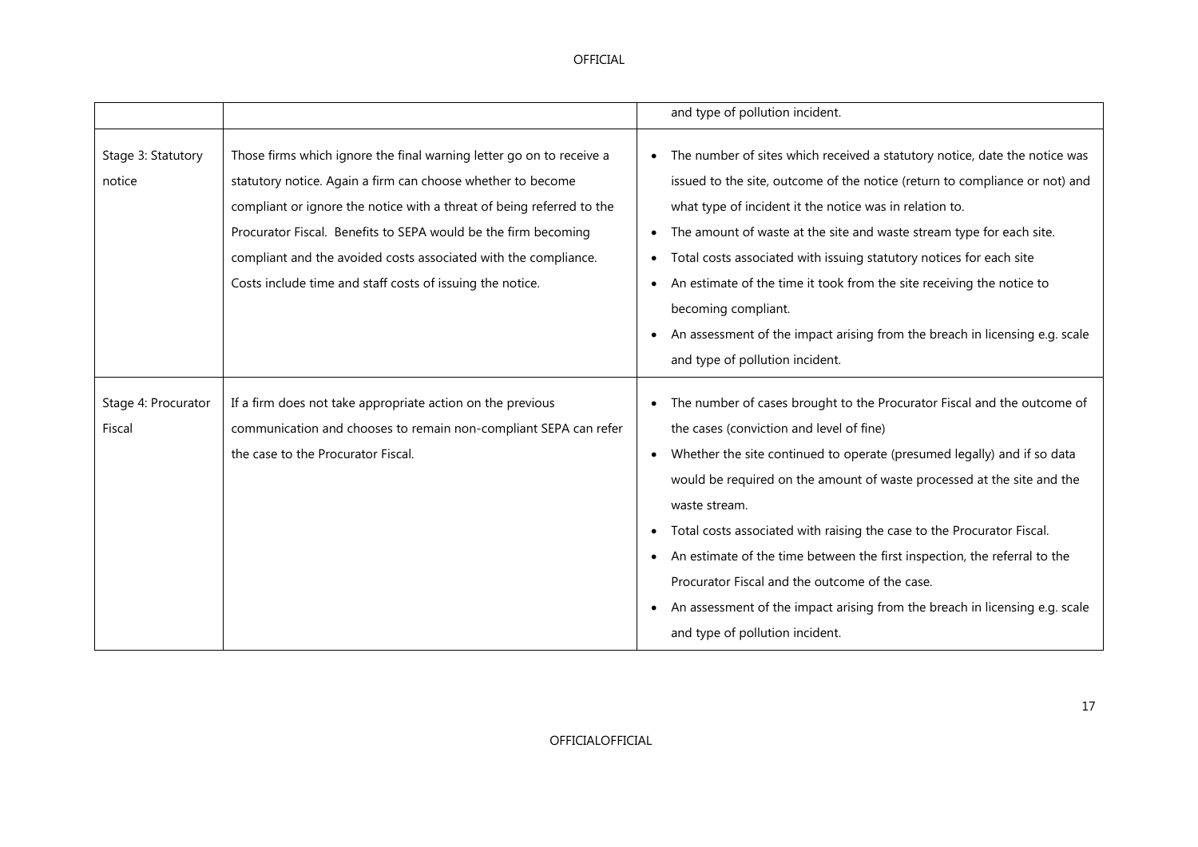| | | |
|---|---|---|
| | | and type of pollution incident. |
| Stage 3: Statutory notice | Those firms which ignore the final warning letter go on to receive a statutory notice. Again a firm can choose whether to become compliant or ignore the notice with a threat of being referred to the Procurator Fiscal. Benefits to SEPA would be the firm becoming compliant and the avoided costs associated with the compliance. Costs include time and staff costs of issuing the notice. | • The number of sites which received a statutory notice, date the notice was issued to the site, outcome of the notice (return to compliance or not) and what type of incident it the notice was in relation to.<br>• The amount of waste at the site and waste stream type for each site.<br>• Total costs associated with issuing statutory notices for each site<br>• An estimate of the time it took from the site receiving the notice to becoming compliant.<br>• An assessment of the impact arising from the breach in licensing e.g. scale and type of pollution incident. |
| Stage 4: Procurator Fiscal | If a firm does not take appropriate action on the previous communication and chooses to remain non-compliant SEPA can refer the case to the Procurator Fiscal. | • The number of cases brought to the Procurator Fiscal and the outcome of the cases (conviction and level of fine)<br>• Whether the site continued to operate (presumed legally) and if so data would be required on the amount of waste processed at the site and the waste stream.<br>• Total costs associated with raising the case to the Procurator Fiscal.<br>• An estimate of the time between the first inspection, the referral to the Procurator Fiscal and the outcome of the case.<br>• An assessment of the impact arising from the breach in licensing e.g. scale and type of pollution incident. |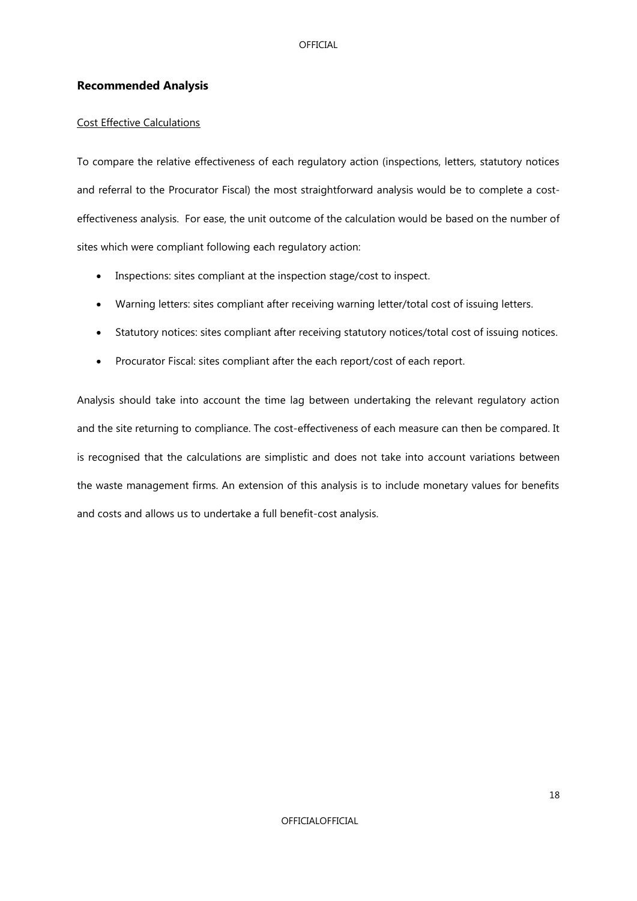## Recommended Analysis

<u>Cost Effective Calculations</u>

To compare the relative effectiveness of each regulatory action (inspections, letters, statutory notices and referral to the Procurator Fiscal) the most straightforward analysis would be to complete a cost-effectiveness analysis. For ease, the unit outcome of the calculation would be based on the number of sites which were compliant following each regulatory action:

- Inspections: sites compliant at the inspection stage/cost to inspect.
- Warning letters: sites compliant after receiving warning letter/total cost of issuing letters.
- Statutory notices: sites compliant after receiving statutory notices/total cost of issuing notices.
- Procurator Fiscal: sites compliant after the each report/cost of each report.

Analysis should take into account the time lag between undertaking the relevant regulatory action and the site returning to compliance. The cost-effectiveness of each measure can then be compared. It is recognised that the calculations are simplistic and does not take into account variations between the waste management firms. An extension of this analysis is to include monetary values for benefits and costs and allows us to undertake a full benefit-cost analysis.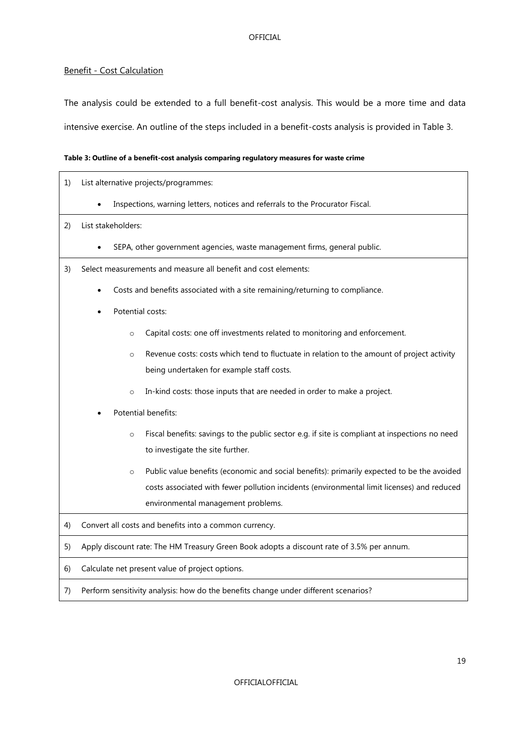Benefit - Cost Calculation

The analysis could be extended to a full benefit-cost analysis. This would be a more time and data intensive exercise. An outline of the steps included in a benefit-costs analysis is provided in Table 3.

**Table 3: Outline of a benefit-cost analysis comparing regulatory measures for waste crime**

1) List alternative projects/programmes:
    - Inspections, warning letters, notices and referrals to the Procurator Fiscal.

2) List stakeholders:
    - SEPA, other government agencies, waste management firms, general public.

3) Select measurements and measure all benefit and cost elements:
    - Costs and benefits associated with a site remaining/returning to compliance.
    - Potential costs:
        - Capital costs: one off investments related to monitoring and enforcement.
        - Revenue costs: costs which tend to fluctuate in relation to the amount of project activity being undertaken for example staff costs.
        - In-kind costs: those inputs that are needed in order to make a project.
    - Potential benefits:
        - Fiscal benefits: savings to the public sector e.g. if site is compliant at inspections no need to investigate the site further.
        - Public value benefits (economic and social benefits): primarily expected to be the avoided costs associated with fewer pollution incidents (environmental limit licenses) and reduced environmental management problems.

4) Convert all costs and benefits into a common currency.

5) Apply discount rate: The HM Treasury Green Book adopts a discount rate of 3.5% per annum.

6) Calculate net present value of project options.

7) Perform sensitivity analysis: how do the benefits change under different scenarios?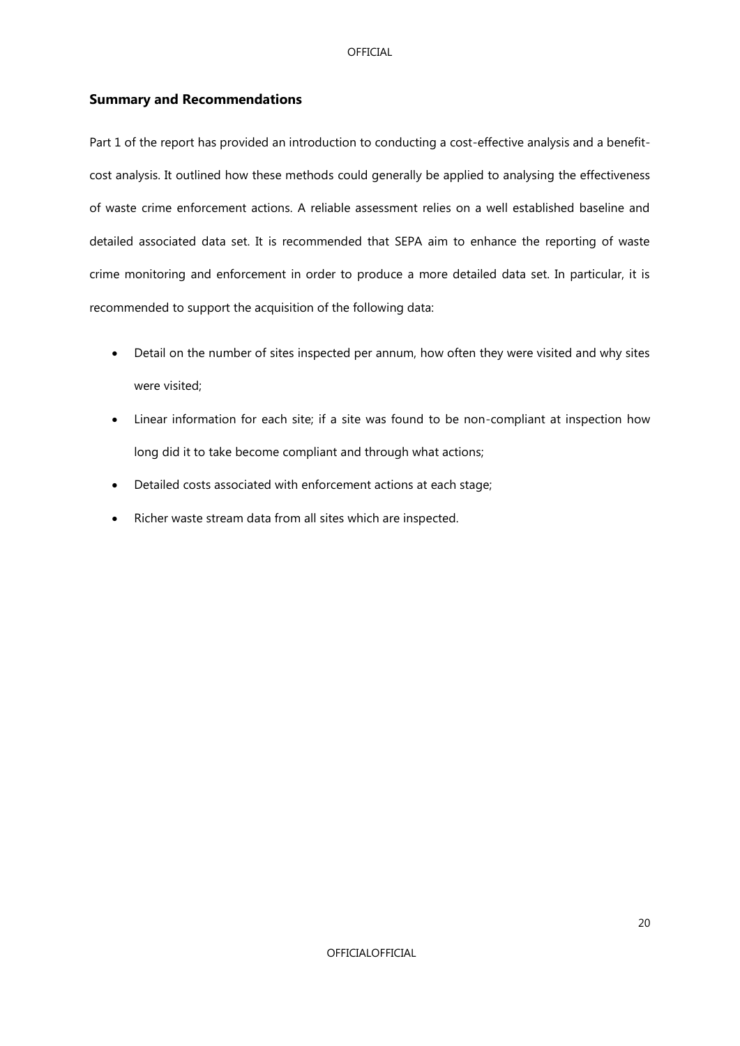## Summary and Recommendations

Part 1 of the report has provided an introduction to conducting a cost-effective analysis and a benefit-cost analysis. It outlined how these methods could generally be applied to analysing the effectiveness of waste crime enforcement actions. A reliable assessment relies on a well established baseline and detailed associated data set. It is recommended that SEPA aim to enhance the reporting of waste crime monitoring and enforcement in order to produce a more detailed data set. In particular, it is recommended to support the acquisition of the following data:

- Detail on the number of sites inspected per annum, how often they were visited and why sites were visited;
- Linear information for each site; if a site was found to be non-compliant at inspection how long did it to take become compliant and through what actions;
- Detailed costs associated with enforcement actions at each stage;
- Richer waste stream data from all sites which are inspected.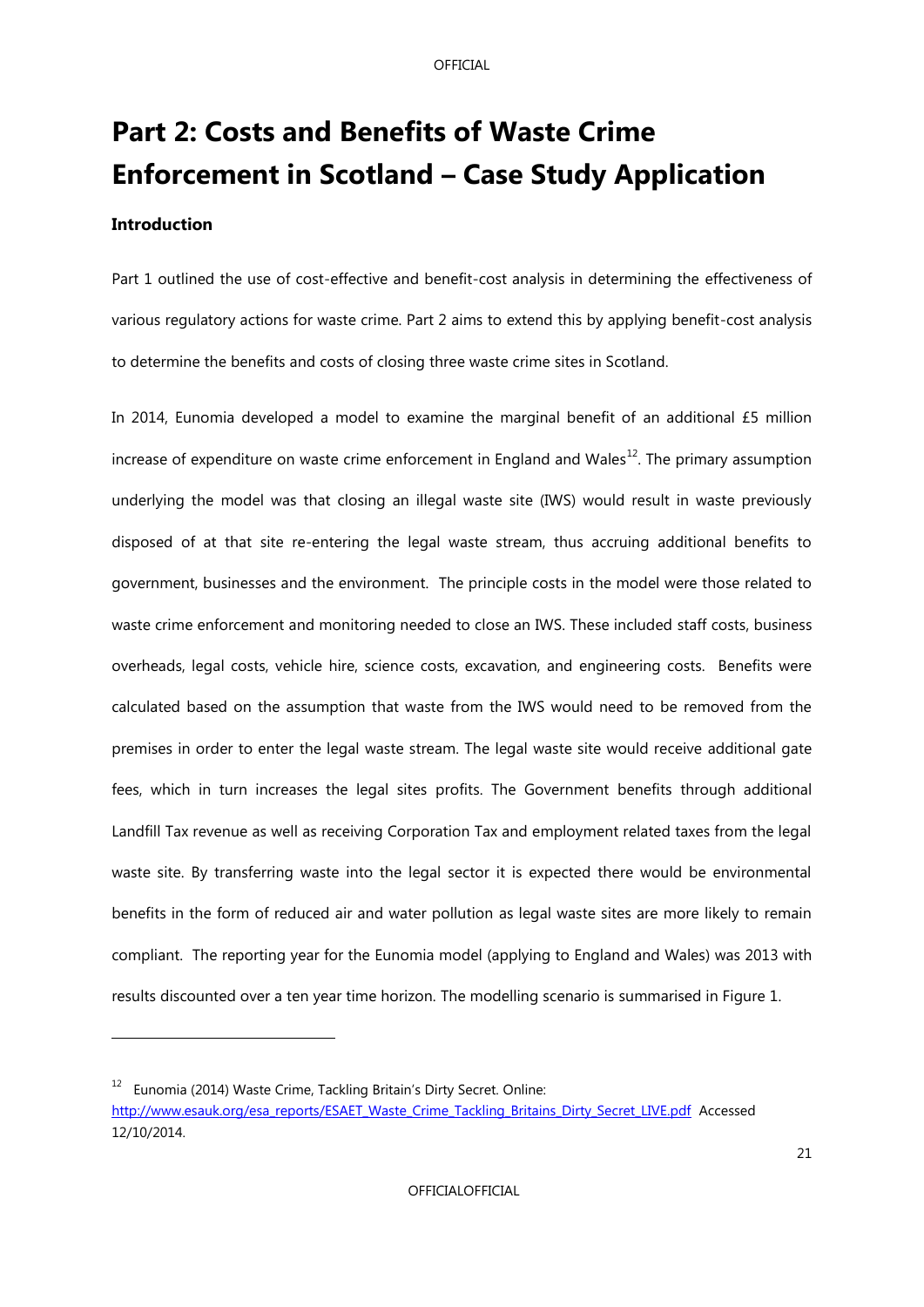# Part 2: Costs and Benefits of Waste Crime Enforcement in Scotland – Case Study Application

### Introduction

Part 1 outlined the use of cost-effective and benefit-cost analysis in determining the effectiveness of various regulatory actions for waste crime. Part 2 aims to extend this by applying benefit-cost analysis to determine the benefits and costs of closing three waste crime sites in Scotland.

In 2014, Eunomia developed a model to examine the marginal benefit of an additional £5 million increase of expenditure on waste crime enforcement in England and Wales[12]. The primary assumption underlying the model was that closing an illegal waste site (IWS) would result in waste previously disposed of at that site re-entering the legal waste stream, thus accruing additional benefits to government, businesses and the environment. The principle costs in the model were those related to waste crime enforcement and monitoring needed to close an IWS. These included staff costs, business overheads, legal costs, vehicle hire, science costs, excavation, and engineering costs. Benefits were calculated based on the assumption that waste from the IWS would need to be removed from the premises in order to enter the legal waste stream. The legal waste site would receive additional gate fees, which in turn increases the legal sites profits. The Government benefits through additional Landfill Tax revenue as well as receiving Corporation Tax and employment related taxes from the legal waste site. By transferring waste into the legal sector it is expected there would be environmental benefits in the form of reduced air and water pollution as legal waste sites are more likely to remain compliant. The reporting year for the Eunomia model (applying to England and Wales) was 2013 with results discounted over a ten year time horizon. The modelling scenario is summarised in Figure 1.

---

[12] Eunomia (2014) Waste Crime, Tackling Britain's Dirty Secret. Online: http://www.esauk.org/esa_reports/ESAET_Waste_Crime_Tackling_Britains_Dirty_Secret_LIVE.pdf Accessed 12/10/2014.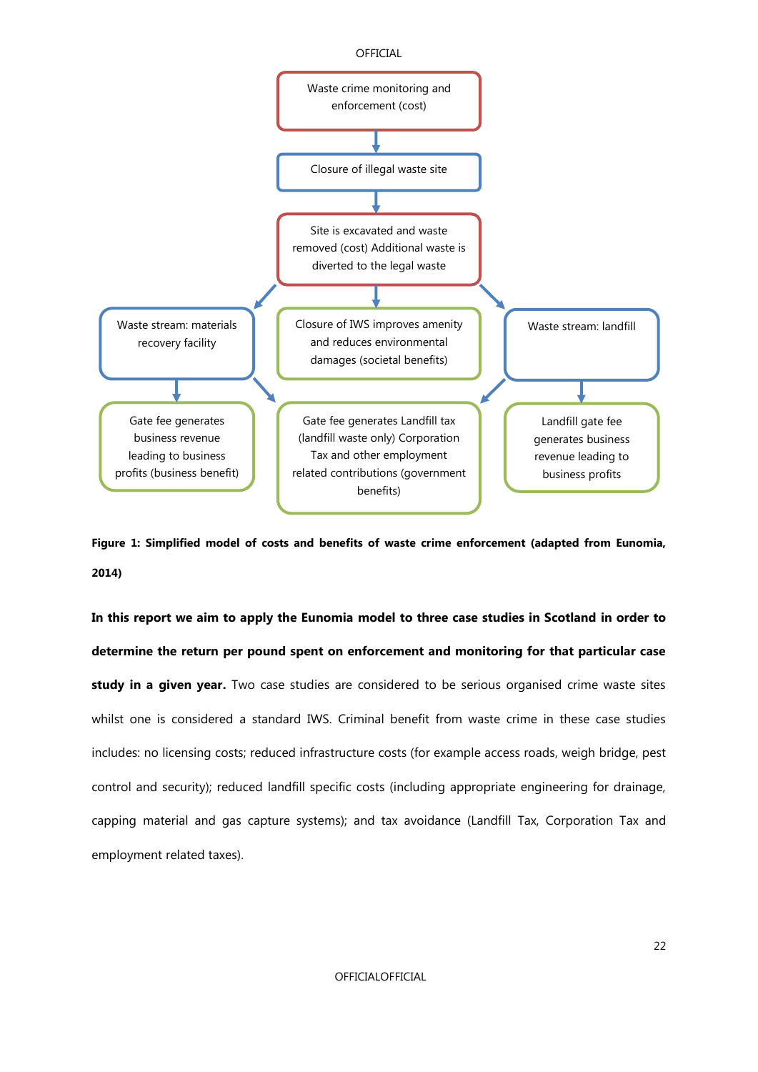Waste crime monitoring and enforcement (cost)

Closure of illegal waste site

Site is excavated and waste removed (cost) Additional waste is diverted to the legal waste

Waste stream: materials recovery facility

Closure of IWS improves amenity and reduces environmental damages (societal benefits)

Waste stream: landfill

Gate fee generates business revenue leading to business profits (business benefit)

Gate fee generates Landfill tax (landfill waste only) Corporation Tax and other employment related contributions (government benefits)

Landfill gate fee generates business revenue leading to business profits

**Figure 1: Simplified model of costs and benefits of waste crime enforcement (adapted from Eunomia, 2014)**

**In this report we aim to apply the Eunomia model to three case studies in Scotland in order to determine the return per pound spent on enforcement and monitoring for that particular case study in a given year.** Two case studies are considered to be serious organised crime waste sites whilst one is considered a standard IWS. Criminal benefit from waste crime in these case studies includes: no licensing costs; reduced infrastructure costs (for example access roads, weigh bridge, pest control and security); reduced landfill specific costs (including appropriate engineering for drainage, capping material and gas capture systems); and tax avoidance (Landfill Tax, Corporation Tax and employment related taxes).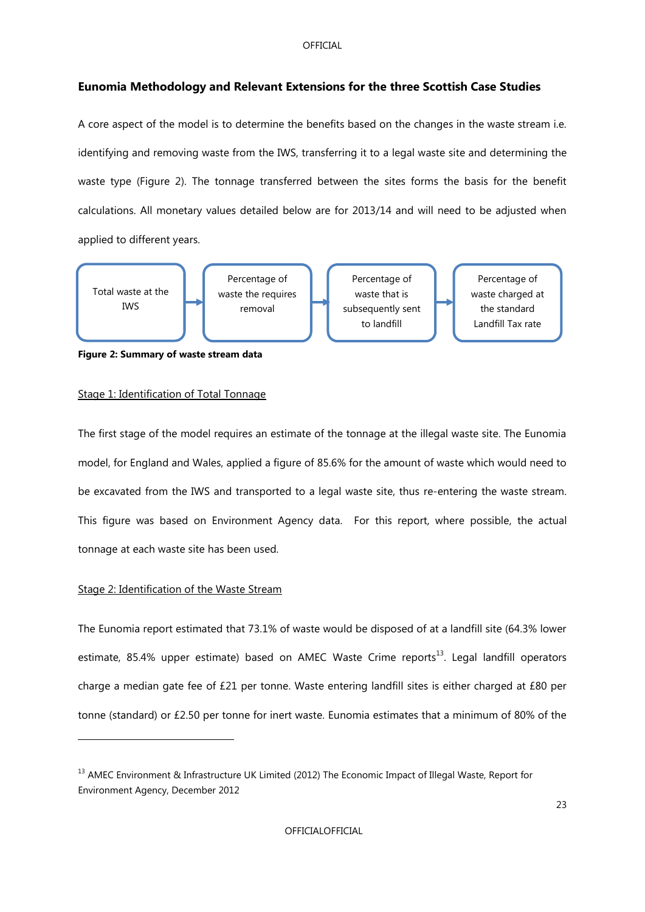## Eunomia Methodology and Relevant Extensions for the three Scottish Case Studies

A core aspect of the model is to determine the benefits based on the changes in the waste stream i.e. identifying and removing waste from the IWS, transferring it to a legal waste site and determining the waste type (Figure 2). The tonnage transferred between the sites forms the basis for the benefit calculations. All monetary values detailed below are for 2013/14 and will need to be adjusted when applied to different years.

Total waste at the IWS → Percentage of waste the requires removal → Percentage of waste that is subsequently sent to landfill → Percentage of waste charged at the standard Landfill Tax rate

**Figure 2: Summary of waste stream data**

<u>Stage 1: Identification of Total Tonnage</u>

The first stage of the model requires an estimate of the tonnage at the illegal waste site. The Eunomia model, for England and Wales, applied a figure of 85.6% for the amount of waste which would need to be excavated from the IWS and transported to a legal waste site, thus re-entering the waste stream. This figure was based on Environment Agency data. For this report, where possible, the actual tonnage at each waste site has been used.

<u>Stage 2: Identification of the Waste Stream</u>

The Eunomia report estimated that 73.1% of waste would be disposed of at a landfill site (64.3% lower estimate, 85.4% upper estimate) based on AMEC Waste Crime reports[13]. Legal landfill operators charge a median gate fee of £21 per tonne. Waste entering landfill sites is either charged at £80 per tonne (standard) or £2.50 per tonne for inert waste. Eunomia estimates that a minimum of 80% of the

[13] AMEC Environment & Infrastructure UK Limited (2012) The Economic Impact of Illegal Waste, Report for Environment Agency, December 2012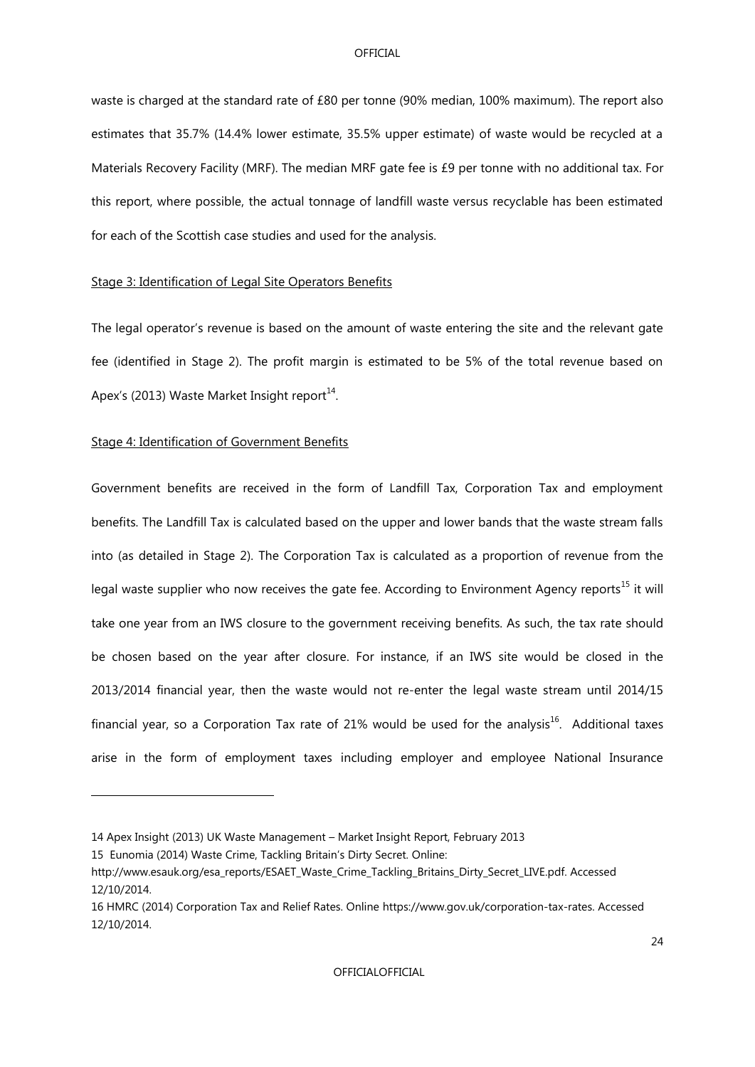waste is charged at the standard rate of £80 per tonne (90% median, 100% maximum). The report also estimates that 35.7% (14.4% lower estimate, 35.5% upper estimate) of waste would be recycled at a Materials Recovery Facility (MRF). The median MRF gate fee is £9 per tonne with no additional tax. For this report, where possible, the actual tonnage of landfill waste versus recyclable has been estimated for each of the Scottish case studies and used for the analysis.

Stage 3: Identification of Legal Site Operators Benefits

The legal operator's revenue is based on the amount of waste entering the site and the relevant gate fee (identified in Stage 2). The profit margin is estimated to be 5% of the total revenue based on Apex's (2013) Waste Market Insight report[14].

Stage 4: Identification of Government Benefits

Government benefits are received in the form of Landfill Tax, Corporation Tax and employment benefits. The Landfill Tax is calculated based on the upper and lower bands that the waste stream falls into (as detailed in Stage 2). The Corporation Tax is calculated as a proportion of revenue from the legal waste supplier who now receives the gate fee. According to Environment Agency reports[15] it will take one year from an IWS closure to the government receiving benefits. As such, the tax rate should be chosen based on the year after closure. For instance, if an IWS site would be closed in the 2013/2014 financial year, then the waste would not re-enter the legal waste stream until 2014/15 financial year, so a Corporation Tax rate of 21% would be used for the analysis[16]. Additional taxes arise in the form of employment taxes including employer and employee National Insurance

---

14 Apex Insight (2013) UK Waste Management – Market Insight Report, February 2013

15 Eunomia (2014) Waste Crime, Tackling Britain's Dirty Secret. Online: http://www.esauk.org/esa_reports/ESAET_Waste_Crime_Tackling_Britains_Dirty_Secret_LIVE.pdf. Accessed 12/10/2014.

16 HMRC (2014) Corporation Tax and Relief Rates. Online https://www.gov.uk/corporation-tax-rates. Accessed 12/10/2014.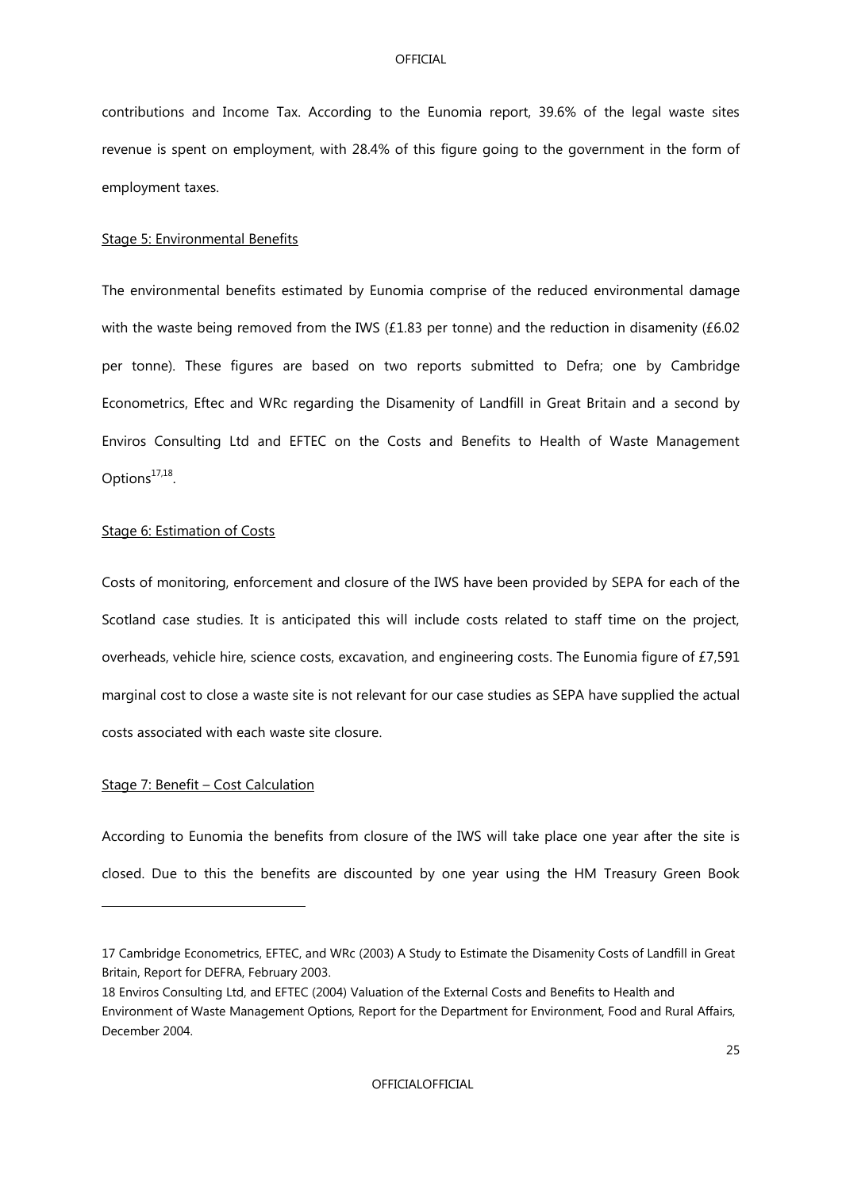contributions and Income Tax. According to the Eunomia report, 39.6% of the legal waste sites revenue is spent on employment, with 28.4% of this figure going to the government in the form of employment taxes.

Stage 5: Environmental Benefits

The environmental benefits estimated by Eunomia comprise of the reduced environmental damage with the waste being removed from the IWS (£1.83 per tonne) and the reduction in disamenity (£6.02 per tonne). These figures are based on two reports submitted to Defra; one by Cambridge Econometrics, Eftec and WRc regarding the Disamenity of Landfill in Great Britain and a second by Enviros Consulting Ltd and EFTEC on the Costs and Benefits to Health of Waste Management Options[17,18].

Stage 6: Estimation of Costs

Costs of monitoring, enforcement and closure of the IWS have been provided by SEPA for each of the Scotland case studies. It is anticipated this will include costs related to staff time on the project, overheads, vehicle hire, science costs, excavation, and engineering costs. The Eunomia figure of £7,591 marginal cost to close a waste site is not relevant for our case studies as SEPA have supplied the actual costs associated with each waste site closure.

Stage 7: Benefit – Cost Calculation

According to Eunomia the benefits from closure of the IWS will take place one year after the site is closed. Due to this the benefits are discounted by one year using the HM Treasury Green Book

---

17 Cambridge Econometrics, EFTEC, and WRc (2003) A Study to Estimate the Disamenity Costs of Landfill in Great Britain, Report for DEFRA, February 2003.

18 Enviros Consulting Ltd, and EFTEC (2004) Valuation of the External Costs and Benefits to Health and Environment of Waste Management Options, Report for the Department for Environment, Food and Rural Affairs, December 2004.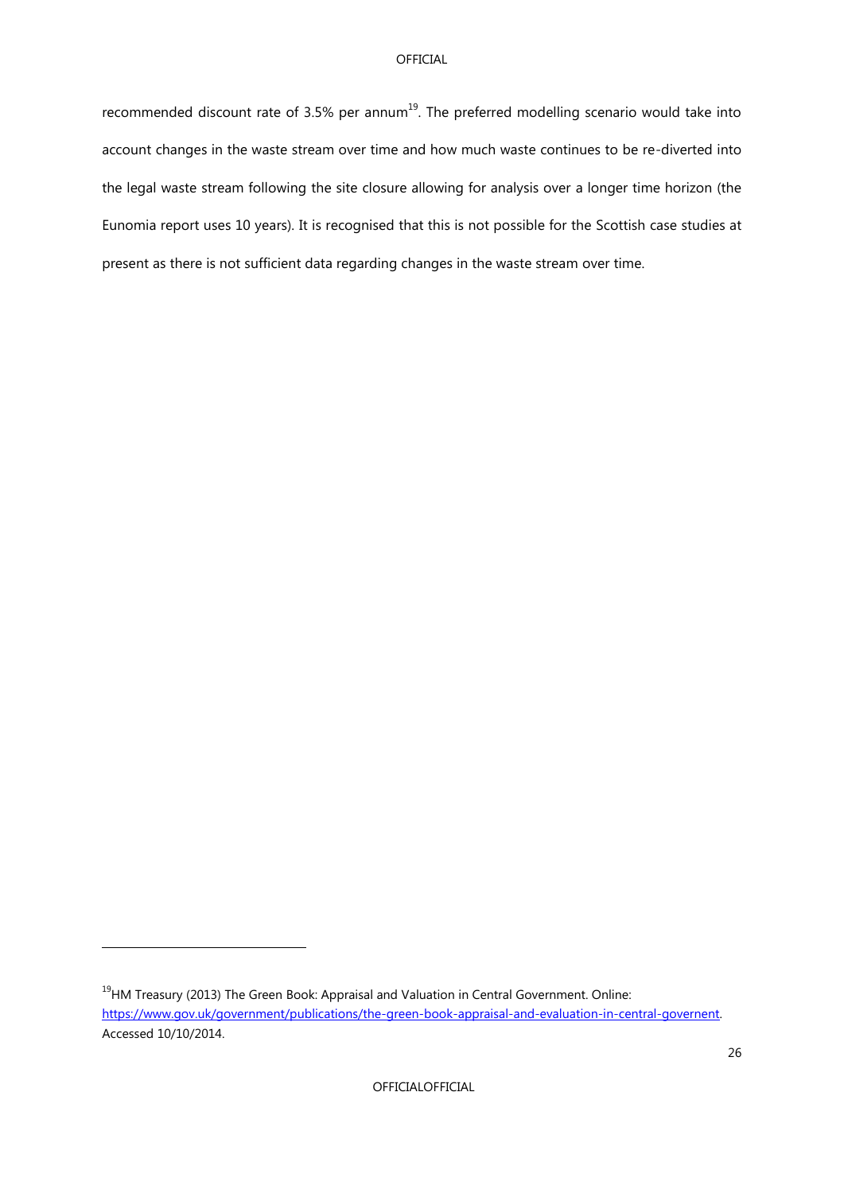recommended discount rate of 3.5% per annum[19]. The preferred modelling scenario would take into account changes in the waste stream over time and how much waste continues to be re-diverted into the legal waste stream following the site closure allowing for analysis over a longer time horizon (the Eunomia report uses 10 years). It is recognised that this is not possible for the Scottish case studies at present as there is not sufficient data regarding changes in the waste stream over time.

[19]HM Treasury (2013) The Green Book: Appraisal and Valuation in Central Government. Online: https://www.gov.uk/government/publications/the-green-book-appraisal-and-evaluation-in-central-governent. Accessed 10/10/2014.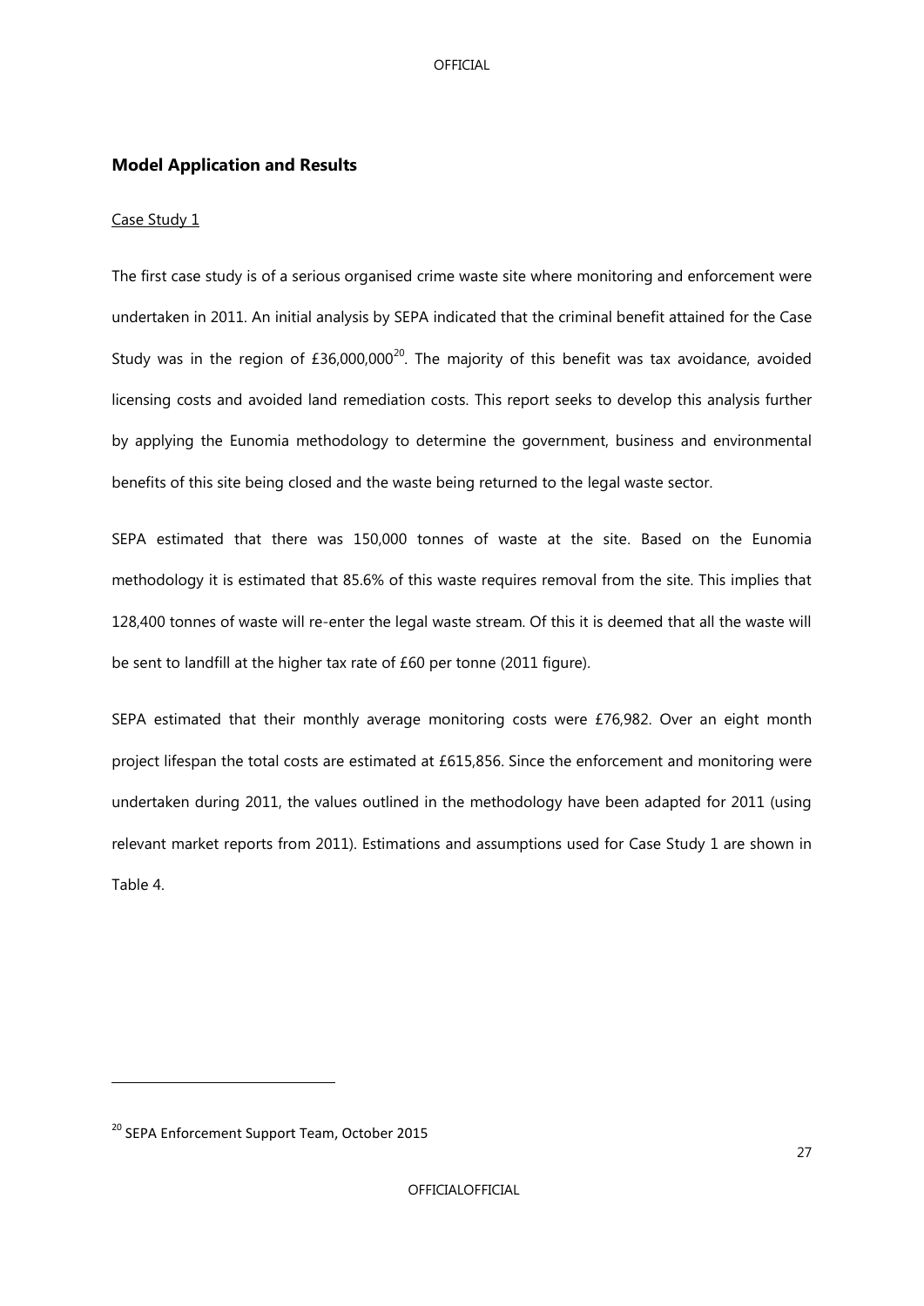## Model Application and Results

Case Study 1

The first case study is of a serious organised crime waste site where monitoring and enforcement were undertaken in 2011. An initial analysis by SEPA indicated that the criminal benefit attained for the Case Study was in the region of £36,000,000[20]. The majority of this benefit was tax avoidance, avoided licensing costs and avoided land remediation costs. This report seeks to develop this analysis further by applying the Eunomia methodology to determine the government, business and environmental benefits of this site being closed and the waste being returned to the legal waste sector.

SEPA estimated that there was 150,000 tonnes of waste at the site. Based on the Eunomia methodology it is estimated that 85.6% of this waste requires removal from the site. This implies that 128,400 tonnes of waste will re-enter the legal waste stream. Of this it is deemed that all the waste will be sent to landfill at the higher tax rate of £60 per tonne (2011 figure).

SEPA estimated that their monthly average monitoring costs were £76,982. Over an eight month project lifespan the total costs are estimated at £615,856. Since the enforcement and monitoring were undertaken during 2011, the values outlined in the methodology have been adapted for 2011 (using relevant market reports from 2011). Estimations and assumptions used for Case Study 1 are shown in Table 4.

[20] SEPA Enforcement Support Team, October 2015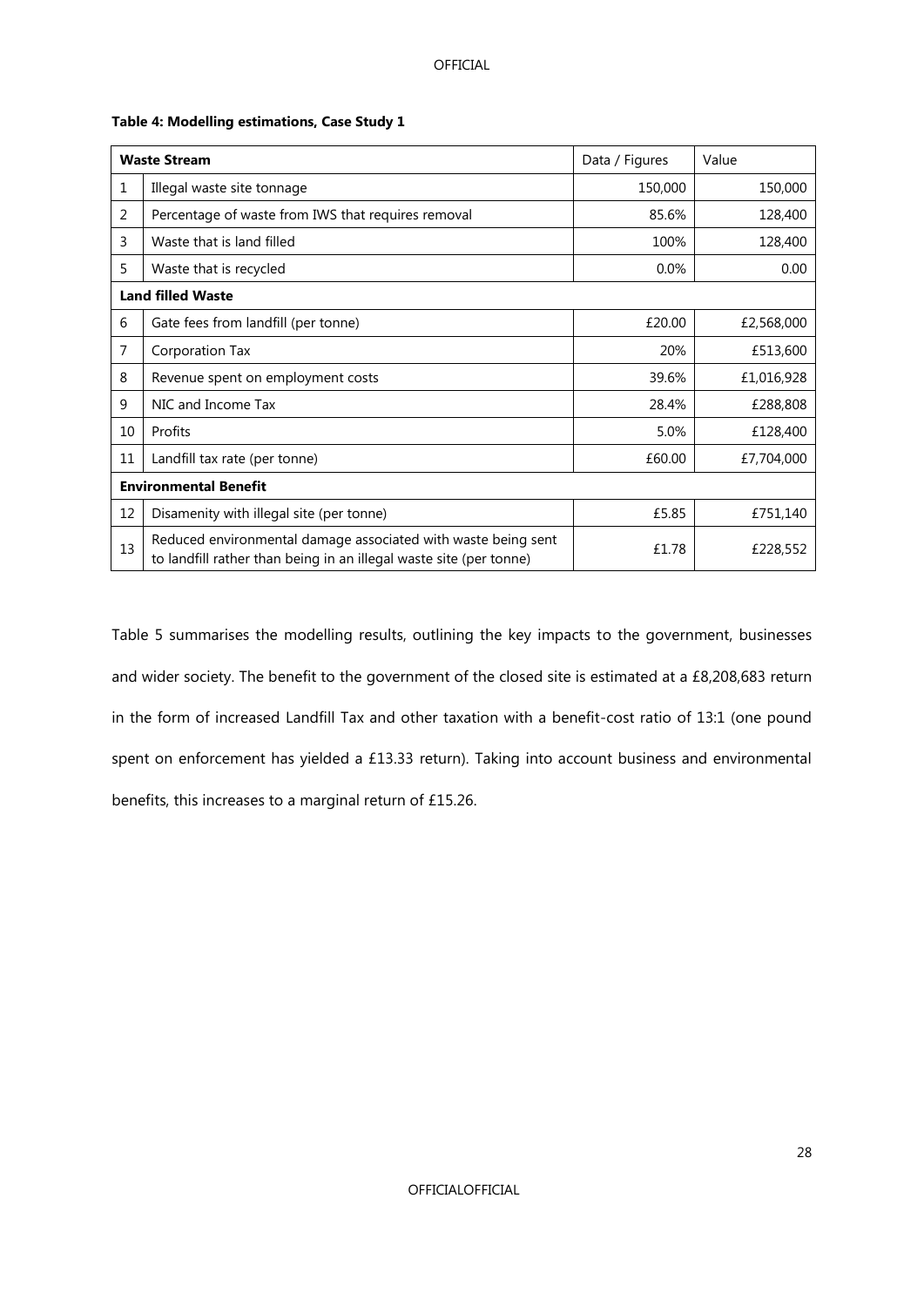**Table 4: Modelling estimations, Case Study 1**

| | Waste Stream | Data / Figures | Value |
|---|---|---|---|
| 1 | Illegal waste site tonnage | 150,000 | 150,000 |
| 2 | Percentage of waste from IWS that requires removal | 85.6% | 128,400 |
| 3 | Waste that is land filled | 100% | 128,400 |
| 5 | Waste that is recycled | 0.0% | 0.00 |
| **Land filled Waste** | | | |
| 6 | Gate fees from landfill (per tonne) | £20.00 | £2,568,000 |
| 7 | Corporation Tax | 20% | £513,600 |
| 8 | Revenue spent on employment costs | 39.6% | £1,016,928 |
| 9 | NIC and Income Tax | 28.4% | £288,808 |
| 10 | Profits | 5.0% | £128,400 |
| 11 | Landfill tax rate (per tonne) | £60.00 | £7,704,000 |
| **Environmental Benefit** | | | |
| 12 | Disamenity with illegal site (per tonne) | £5.85 | £751,140 |
| 13 | Reduced environmental damage associated with waste being sent to landfill rather than being in an illegal waste site (per tonne) | £1.78 | £228,552 |

Table 5 summarises the modelling results, outlining the key impacts to the government, businesses and wider society. The benefit to the government of the closed site is estimated at a £8,208,683 return in the form of increased Landfill Tax and other taxation with a benefit-cost ratio of 13:1 (one pound spent on enforcement has yielded a £13.33 return). Taking into account business and environmental benefits, this increases to a marginal return of £15.26.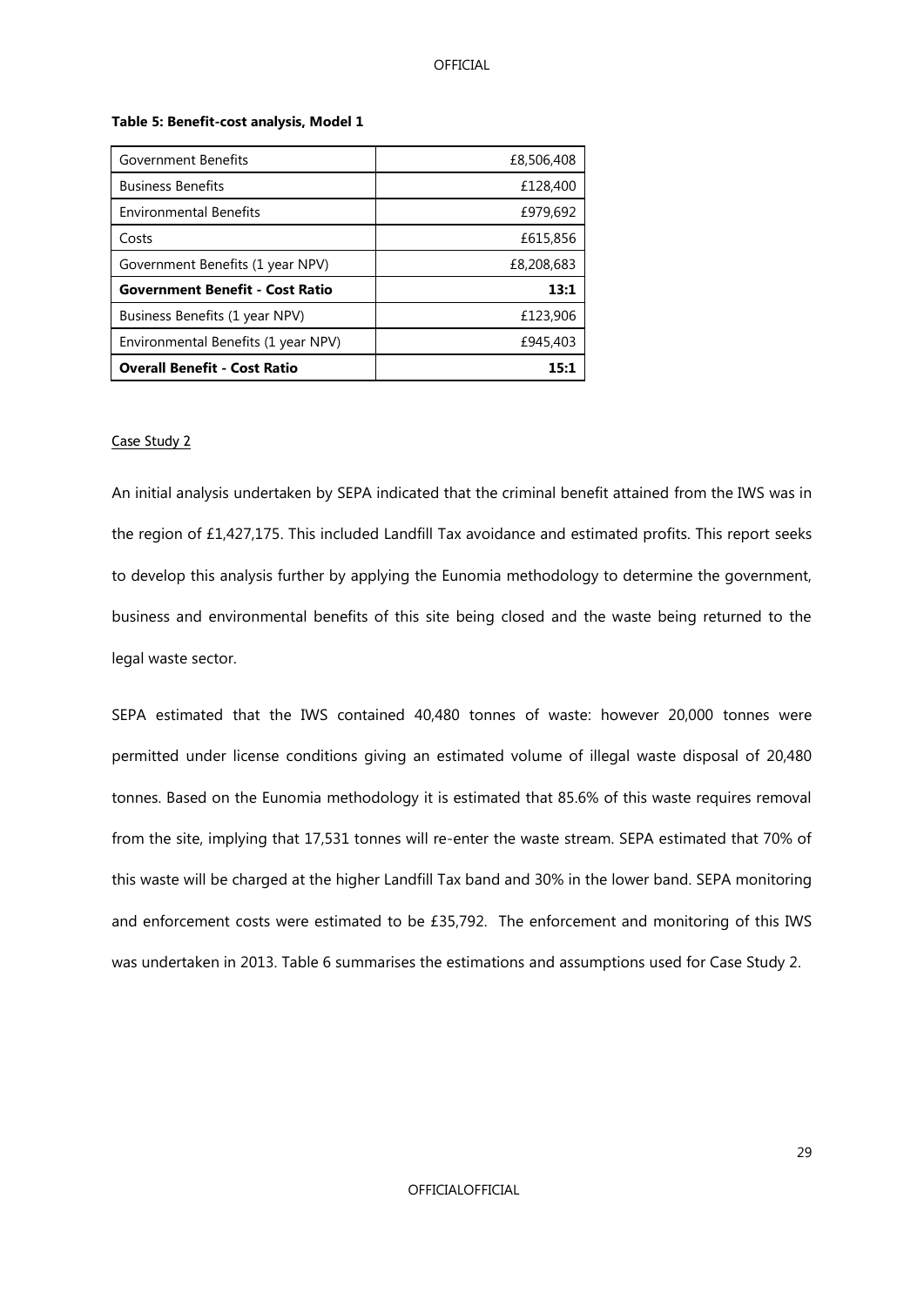**Table 5: Benefit-cost analysis, Model 1**

| | |
|---|---:|
| Government Benefits | £8,506,408 |
| Business Benefits | £128,400 |
| Environmental Benefits | £979,692 |
| Costs | £615,856 |
| Government Benefits (1 year NPV) | £8,208,683 |
| **Government Benefit - Cost Ratio** | **13:1** |
| Business Benefits (1 year NPV) | £123,906 |
| Environmental Benefits (1 year NPV) | £945,403 |
| **Overall Benefit - Cost Ratio** | **15:1** |

Case Study 2

An initial analysis undertaken by SEPA indicated that the criminal benefit attained from the IWS was in the region of £1,427,175. This included Landfill Tax avoidance and estimated profits. This report seeks to develop this analysis further by applying the Eunomia methodology to determine the government, business and environmental benefits of this site being closed and the waste being returned to the legal waste sector.

SEPA estimated that the IWS contained 40,480 tonnes of waste: however 20,000 tonnes were permitted under license conditions giving an estimated volume of illegal waste disposal of 20,480 tonnes. Based on the Eunomia methodology it is estimated that 85.6% of this waste requires removal from the site, implying that 17,531 tonnes will re-enter the waste stream. SEPA estimated that 70% of this waste will be charged at the higher Landfill Tax band and 30% in the lower band. SEPA monitoring and enforcement costs were estimated to be £35,792. The enforcement and monitoring of this IWS was undertaken in 2013. Table 6 summarises the estimations and assumptions used for Case Study 2.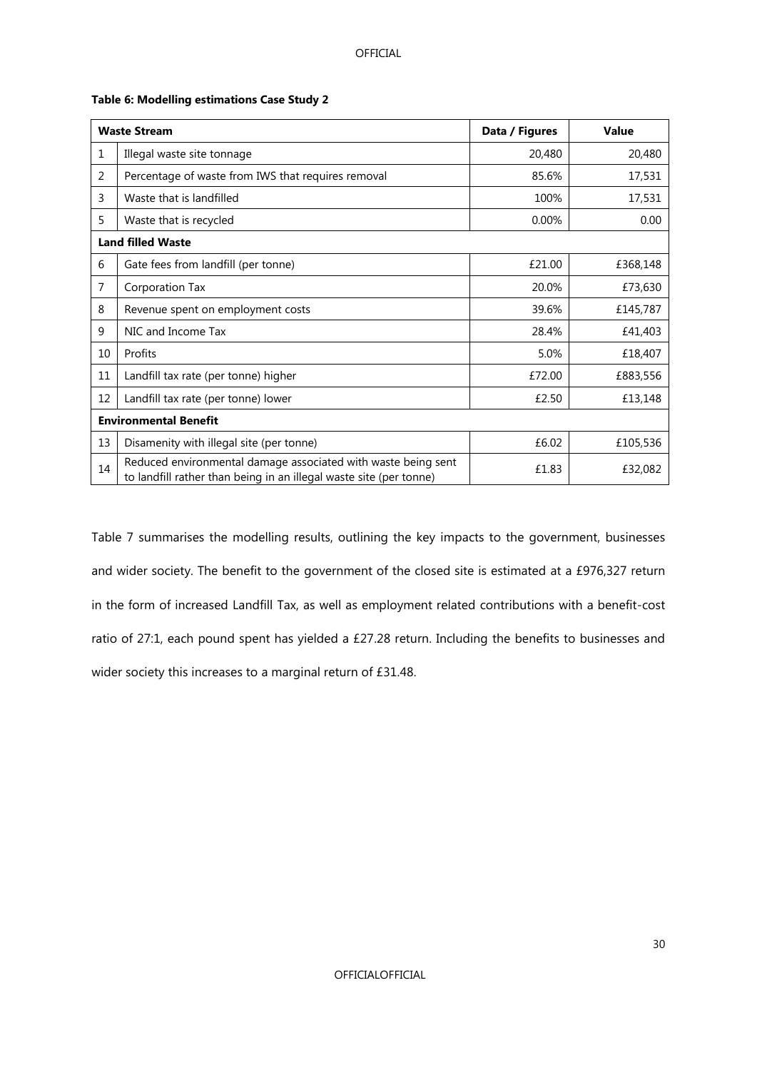**Table 6: Modelling estimations Case Study 2**

| | Waste Stream | Data / Figures | Value |
|---|---|---|---|
| 1 | Illegal waste site tonnage | 20,480 | 20,480 |
| 2 | Percentage of waste from IWS that requires removal | 85.6% | 17,531 |
| 3 | Waste that is landfilled | 100% | 17,531 |
| 5 | Waste that is recycled | 0.00% | 0.00 |
| **Land filled Waste** | | | |
| 6 | Gate fees from landfill (per tonne) | £21.00 | £368,148 |
| 7 | Corporation Tax | 20.0% | £73,630 |
| 8 | Revenue spent on employment costs | 39.6% | £145,787 |
| 9 | NIC and Income Tax | 28.4% | £41,403 |
| 10 | Profits | 5.0% | £18,407 |
| 11 | Landfill tax rate (per tonne) higher | £72.00 | £883,556 |
| 12 | Landfill tax rate (per tonne) lower | £2.50 | £13,148 |
| **Environmental Benefit** | | | |
| 13 | Disamenity with illegal site (per tonne) | £6.02 | £105,536 |
| 14 | Reduced environmental damage associated with waste being sent to landfill rather than being in an illegal waste site (per tonne) | £1.83 | £32,082 |

Table 7 summarises the modelling results, outlining the key impacts to the government, businesses and wider society. The benefit to the government of the closed site is estimated at a £976,327 return in the form of increased Landfill Tax, as well as employment related contributions with a benefit-cost ratio of 27:1, each pound spent has yielded a £27.28 return. Including the benefits to businesses and wider society this increases to a marginal return of £31.48.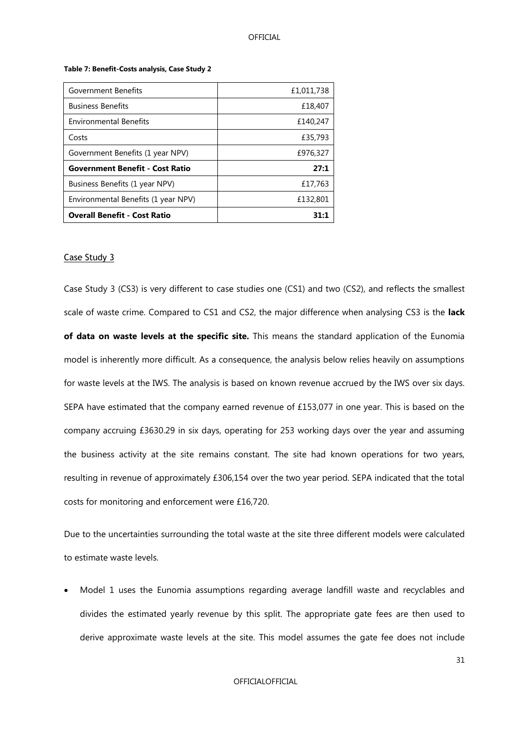**Table 7: Benefit-Costs analysis, Case Study 2**

| | |
|---|---|
| Government Benefits | £1,011,738 |
| Business Benefits | £18,407 |
| Environmental Benefits | £140,247 |
| Costs | £35,793 |
| Government Benefits (1 year NPV) | £976,327 |
| **Government Benefit - Cost Ratio** | **27:1** |
| Business Benefits (1 year NPV) | £17,763 |
| Environmental Benefits (1 year NPV) | £132,801 |
| **Overall Benefit - Cost Ratio** | **31:1** |

Case Study 3

Case Study 3 (CS3) is very different to case studies one (CS1) and two (CS2), and reflects the smallest scale of waste crime. Compared to CS1 and CS2, the major difference when analysing CS3 is the **lack of data on waste levels at the specific site.** This means the standard application of the Eunomia model is inherently more difficult. As a consequence, the analysis below relies heavily on assumptions for waste levels at the IWS. The analysis is based on known revenue accrued by the IWS over six days. SEPA have estimated that the company earned revenue of £153,077 in one year. This is based on the company accruing £3630.29 in six days, operating for 253 working days over the year and assuming the business activity at the site remains constant. The site had known operations for two years, resulting in revenue of approximately £306,154 over the two year period. SEPA indicated that the total costs for monitoring and enforcement were £16,720.

Due to the uncertainties surrounding the total waste at the site three different models were calculated to estimate waste levels.

- Model 1 uses the Eunomia assumptions regarding average landfill waste and recyclables and divides the estimated yearly revenue by this split. The appropriate gate fees are then used to derive approximate waste levels at the site. This model assumes the gate fee does not include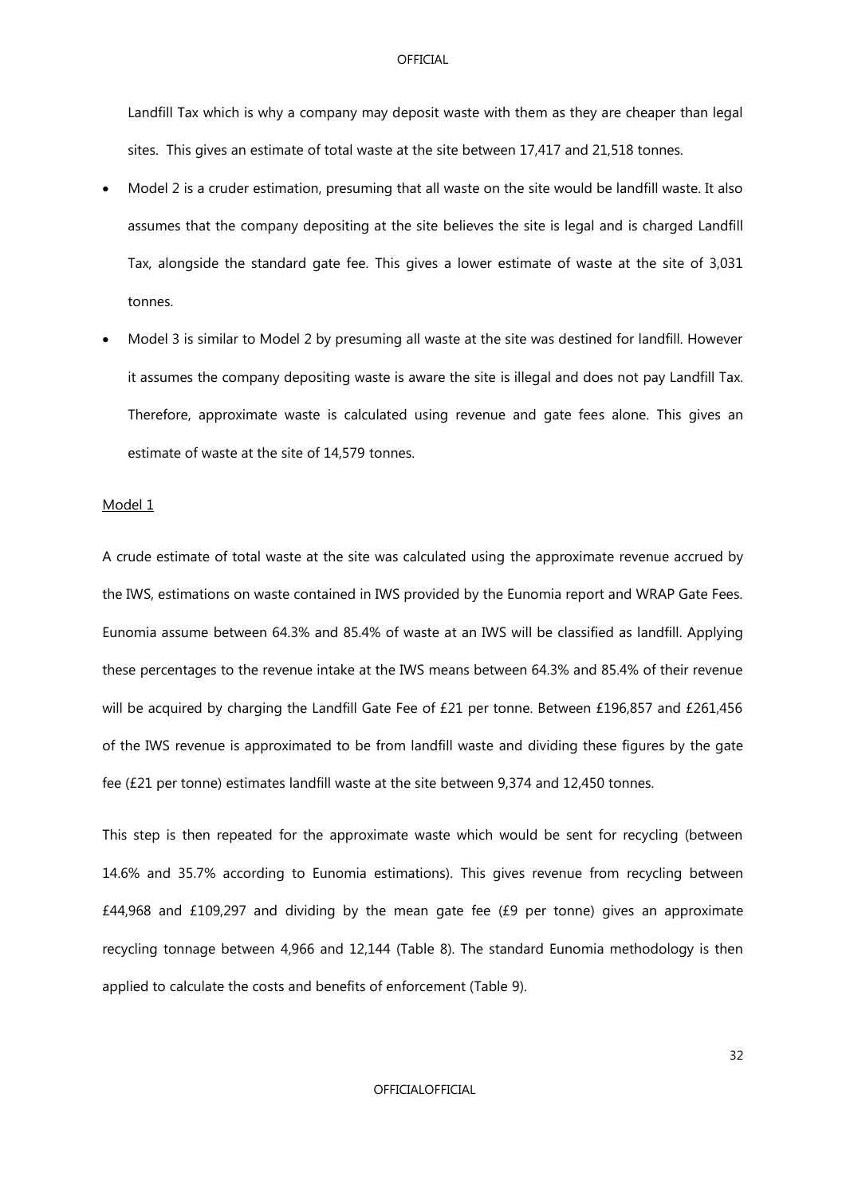Landfill Tax which is why a company may deposit waste with them as they are cheaper than legal sites. This gives an estimate of total waste at the site between 17,417 and 21,518 tonnes.

- Model 2 is a cruder estimation, presuming that all waste on the site would be landfill waste. It also assumes that the company depositing at the site believes the site is legal and is charged Landfill Tax, alongside the standard gate fee. This gives a lower estimate of waste at the site of 3,031 tonnes.
- Model 3 is similar to Model 2 by presuming all waste at the site was destined for landfill. However it assumes the company depositing waste is aware the site is illegal and does not pay Landfill Tax. Therefore, approximate waste is calculated using revenue and gate fees alone. This gives an estimate of waste at the site of 14,579 tonnes.

Model 1

A crude estimate of total waste at the site was calculated using the approximate revenue accrued by the IWS, estimations on waste contained in IWS provided by the Eunomia report and WRAP Gate Fees. Eunomia assume between 64.3% and 85.4% of waste at an IWS will be classified as landfill. Applying these percentages to the revenue intake at the IWS means between 64.3% and 85.4% of their revenue will be acquired by charging the Landfill Gate Fee of £21 per tonne. Between £196,857 and £261,456 of the IWS revenue is approximated to be from landfill waste and dividing these figures by the gate fee (£21 per tonne) estimates landfill waste at the site between 9,374 and 12,450 tonnes.

This step is then repeated for the approximate waste which would be sent for recycling (between 14.6% and 35.7% according to Eunomia estimations). This gives revenue from recycling between £44,968 and £109,297 and dividing by the mean gate fee (£9 per tonne) gives an approximate recycling tonnage between 4,966 and 12,144 (Table 8). The standard Eunomia methodology is then applied to calculate the costs and benefits of enforcement (Table 9).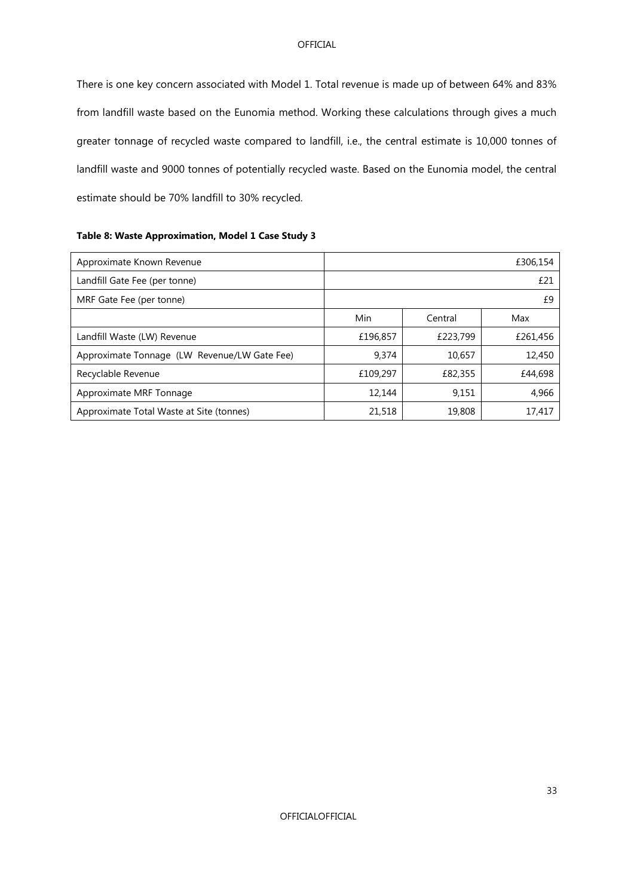There is one key concern associated with Model 1. Total revenue is made up of between 64% and 83% from landfill waste based on the Eunomia method. Working these calculations through gives a much greater tonnage of recycled waste compared to landfill, i.e., the central estimate is 10,000 tonnes of landfill waste and 9000 tonnes of potentially recycled waste. Based on the Eunomia model, the central estimate should be 70% landfill to 30% recycled.

**Table 8: Waste Approximation, Model 1 Case Study 3**

| Approximate Known Revenue | | | £306,154 |
|---|---|---|---|
| Landfill Gate Fee (per tonne) | | | £21 |
| MRF Gate Fee (per tonne) | | | £9 |
| | Min | Central | Max |
| Landfill Waste (LW) Revenue | £196,857 | £223,799 | £261,456 |
| Approximate Tonnage (LW Revenue/LW Gate Fee) | 9,374 | 10,657 | 12,450 |
| Recyclable Revenue | £109,297 | £82,355 | £44,698 |
| Approximate MRF Tonnage | 12,144 | 9,151 | 4,966 |
| Approximate Total Waste at Site (tonnes) | 21,518 | 19,808 | 17,417 |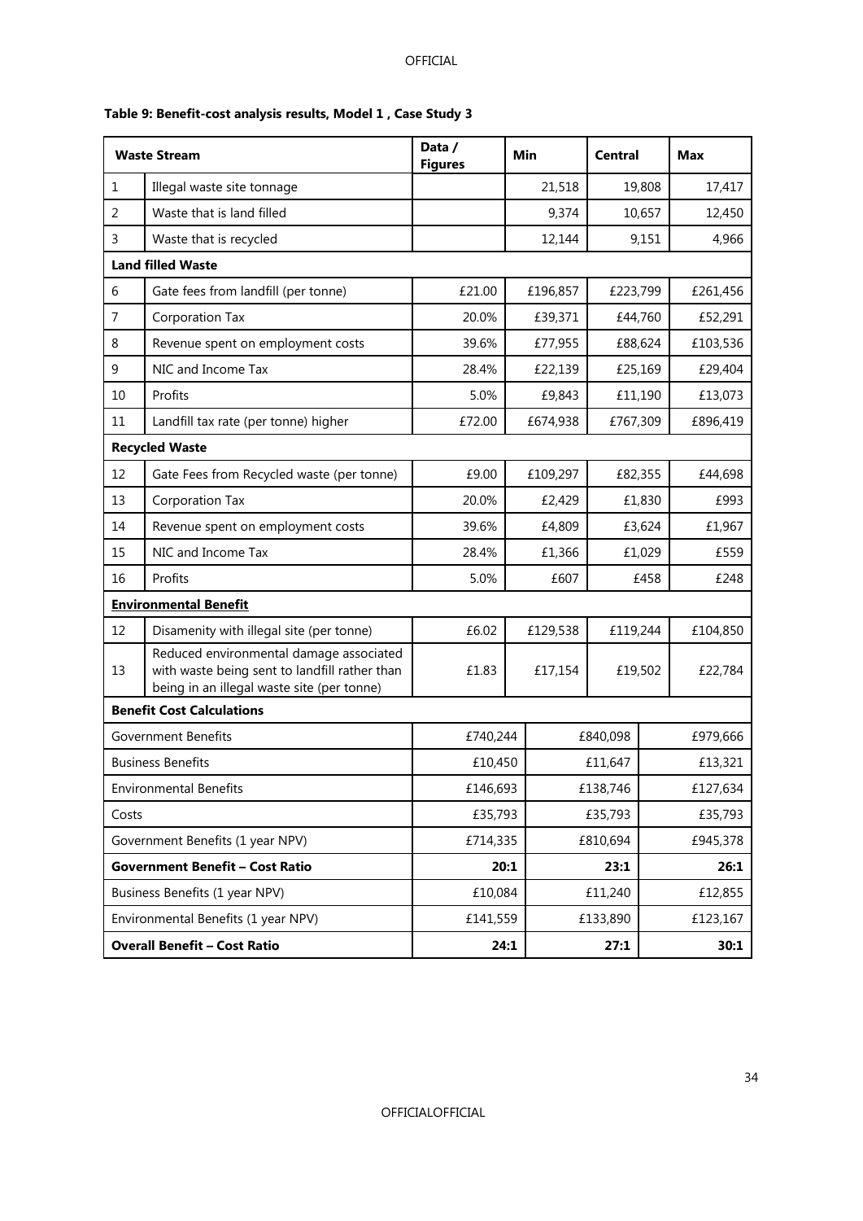**Table 9: Benefit-cost analysis results, Model 1 , Case Study 3**

| | Waste Stream | Data / Figures | Min | Central | Max |
|---|---|---|---|---|---|
| 1 | Illegal waste site tonnage | | 21,518 | 19,808 | 17,417 |
| 2 | Waste that is land filled | | 9,374 | 10,657 | 12,450 |
| 3 | Waste that is recycled | | 12,144 | 9,151 | 4,966 |
| **Land filled Waste** | | | | | |
| 6 | Gate fees from landfill (per tonne) | £21.00 | £196,857 | £223,799 | £261,456 |
| 7 | Corporation Tax | 20.0% | £39,371 | £44,760 | £52,291 |
| 8 | Revenue spent on employment costs | 39.6% | £77,955 | £88,624 | £103,536 |
| 9 | NIC and Income Tax | 28.4% | £22,139 | £25,169 | £29,404 |
| 10 | Profits | 5.0% | £9,843 | £11,190 | £13,073 |
| 11 | Landfill tax rate (per tonne) higher | £72.00 | £674,938 | £767,309 | £896,419 |
| **Recycled Waste** | | | | | |
| 12 | Gate Fees from Recycled waste (per tonne) | £9.00 | £109,297 | £82,355 | £44,698 |
| 13 | Corporation Tax | 20.0% | £2,429 | £1,830 | £993 |
| 14 | Revenue spent on employment costs | 39.6% | £4,809 | £3,624 | £1,967 |
| 15 | NIC and Income Tax | 28.4% | £1,366 | £1,029 | £559 |
| 16 | Profits | 5.0% | £607 | £458 | £248 |
| **Environmental Benefit** | | | | | |
| 12 | Disamenity with illegal site (per tonne) | £6.02 | £129,538 | £119,244 | £104,850 |
| 13 | Reduced environmental damage associated with waste being sent to landfill rather than being in an illegal waste site (per tonne) | £1.83 | £17,154 | £19,502 | £22,784 |
| **Benefit Cost Calculations** | | | | | |
| Government Benefits | | £740,244 | | £840,098 | £979,666 |
| Business Benefits | | £10,450 | | £11,647 | £13,321 |
| Environmental Benefits | | £146,693 | | £138,746 | £127,634 |
| Costs | | £35,793 | | £35,793 | £35,793 |
| Government Benefits (1 year NPV) | | £714,335 | | £810,694 | £945,378 |
| **Government Benefit – Cost Ratio** | | **20:1** | | **23:1** | **26:1** |
| Business Benefits (1 year NPV) | | £10,084 | | £11,240 | £12,855 |
| Environmental Benefits (1 year NPV) | | £141,559 | | £133,890 | £123,167 |
| **Overall Benefit – Cost Ratio** | | **24:1** | | **27:1** | **30:1** |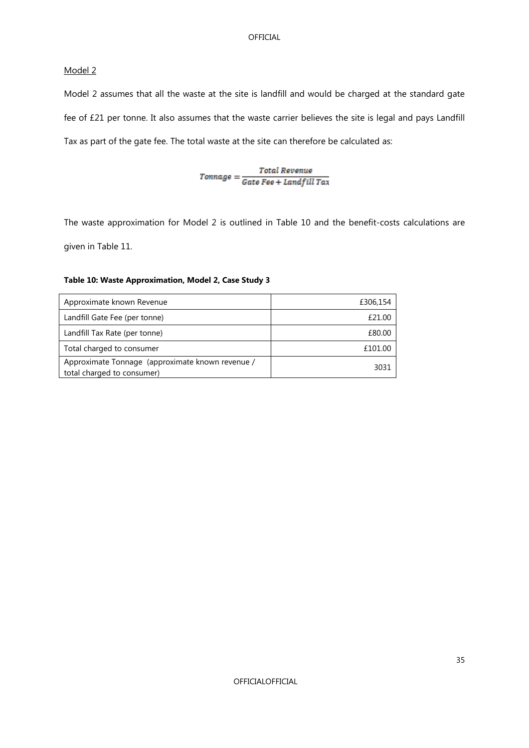<u>Model 2</u>

Model 2 assumes that all the waste at the site is landfill and would be charged at the standard gate fee of £21 per tonne. It also assumes that the waste carrier believes the site is legal and pays Landfill Tax as part of the gate fee. The total waste at the site can therefore be calculated as:

$$Tonnage = \frac{Total\ Revenue}{Gate\ Fee + Landfill\ Tax}$$

The waste approximation for Model 2 is outlined in Table 10 and the benefit-costs calculations are given in Table 11.

**Table 10: Waste Approximation, Model 2, Case Study 3**

| | |
|---|---|
| Approximate known Revenue | £306,154 |
| Landfill Gate Fee (per tonne) | £21.00 |
| Landfill Tax Rate (per tonne) | £80.00 |
| Total charged to consumer | £101.00 |
| Approximate Tonnage (approximate known revenue / total charged to consumer) | 3031 |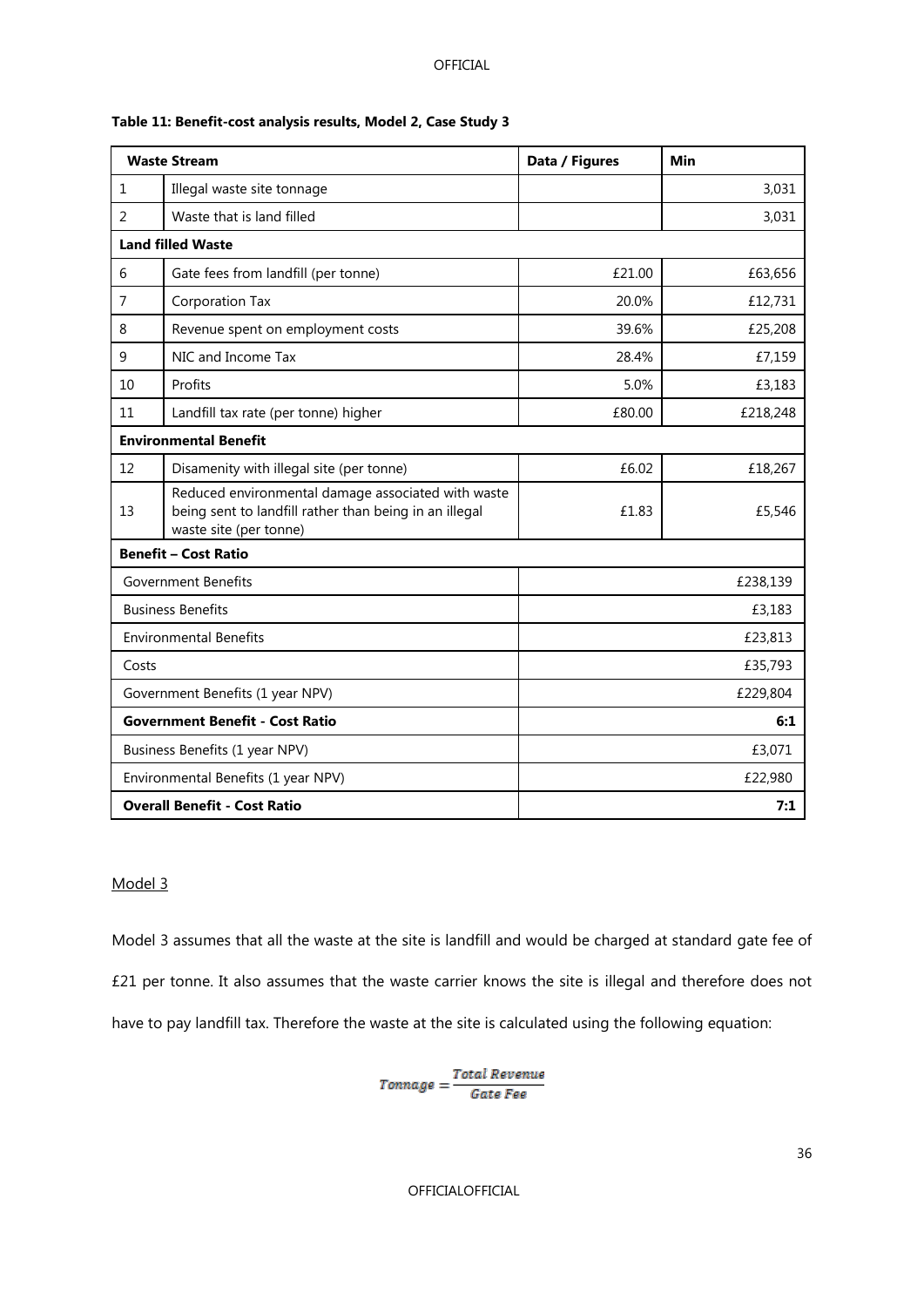**Table 11: Benefit-cost analysis results, Model 2, Case Study 3**

| Waste Stream | | Data / Figures | Min |
|---|---|---|---|
| 1 | Illegal waste site tonnage | | 3,031 |
| 2 | Waste that is land filled | | 3,031 |
| **Land filled Waste** | | | |
| 6 | Gate fees from landfill (per tonne) | £21.00 | £63,656 |
| 7 | Corporation Tax | 20.0% | £12,731 |
| 8 | Revenue spent on employment costs | 39.6% | £25,208 |
| 9 | NIC and Income Tax | 28.4% | £7,159 |
| 10 | Profits | 5.0% | £3,183 |
| 11 | Landfill tax rate (per tonne) higher | £80.00 | £218,248 |
| **Environmental Benefit** | | | |
| 12 | Disamenity with illegal site (per tonne) | £6.02 | £18,267 |
| 13 | Reduced environmental damage associated with waste being sent to landfill rather than being in an illegal waste site (per tonne) | £1.83 | £5,546 |
| **Benefit – Cost Ratio** | | | |
| Government Benefits | | £238,139 | |
| Business Benefits | | £3,183 | |
| Environmental Benefits | | £23,813 | |
| Costs | | £35,793 | |
| Government Benefits (1 year NPV) | | £229,804 | |
| **Government Benefit - Cost Ratio** | | **6:1** | |
| Business Benefits (1 year NPV) | | £3,071 | |
| Environmental Benefits (1 year NPV) | | £22,980 | |
| **Overall Benefit - Cost Ratio** | | **7:1** | |

Model 3

Model 3 assumes that all the waste at the site is landfill and would be charged at standard gate fee of £21 per tonne. It also assumes that the waste carrier knows the site is illegal and therefore does not have to pay landfill tax. Therefore the waste at the site is calculated using the following equation:

$$Tonnage = \frac{Total\ Revenue}{Gate\ Fee}$$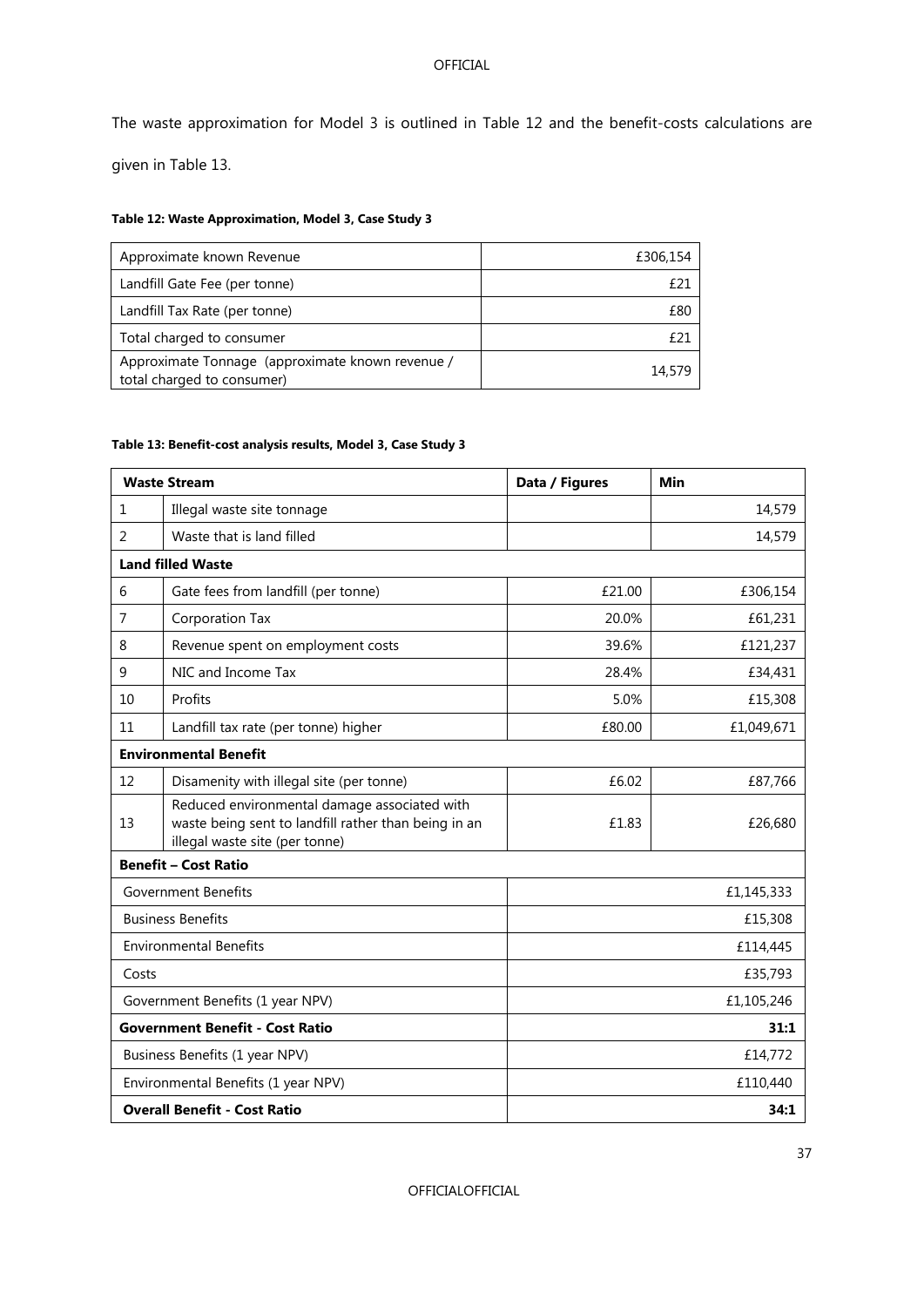The waste approximation for Model 3 is outlined in Table 12 and the benefit-costs calculations are given in Table 13.

**Table 12: Waste Approximation, Model 3, Case Study 3**

| | |
|---|---:|
| Approximate known Revenue | £306,154 |
| Landfill Gate Fee (per tonne) | £21 |
| Landfill Tax Rate (per tonne) | £80 |
| Total charged to consumer | £21 |
| Approximate Tonnage (approximate known revenue / total charged to consumer) | 14,579 |

**Table 13: Benefit-cost analysis results, Model 3, Case Study 3**

| Waste Stream | | Data / Figures | Min |
|---|---|---:|---:|
| 1 | Illegal waste site tonnage | | 14,579 |
| 2 | Waste that is land filled | | 14,579 |
| **Land filled Waste** | | | |
| 6 | Gate fees from landfill (per tonne) | £21.00 | £306,154 |
| 7 | Corporation Tax | 20.0% | £61,231 |
| 8 | Revenue spent on employment costs | 39.6% | £121,237 |
| 9 | NIC and Income Tax | 28.4% | £34,431 |
| 10 | Profits | 5.0% | £15,308 |
| 11 | Landfill tax rate (per tonne) higher | £80.00 | £1,049,671 |
| **Environmental Benefit** | | | |
| 12 | Disamenity with illegal site (per tonne) | £6.02 | £87,766 |
| 13 | Reduced environmental damage associated with waste being sent to landfill rather than being in an illegal waste site (per tonne) | £1.83 | £26,680 |
| **Benefit – Cost Ratio** | | | |
| Government Benefits | | | £1,145,333 |
| Business Benefits | | | £15,308 |
| Environmental Benefits | | | £114,445 |
| Costs | | | £35,793 |
| Government Benefits (1 year NPV) | | | £1,105,246 |
| **Government Benefit - Cost Ratio** | | | **31:1** |
| Business Benefits (1 year NPV) | | | £14,772 |
| Environmental Benefits (1 year NPV) | | | £110,440 |
| **Overall Benefit - Cost Ratio** | | | **34:1** |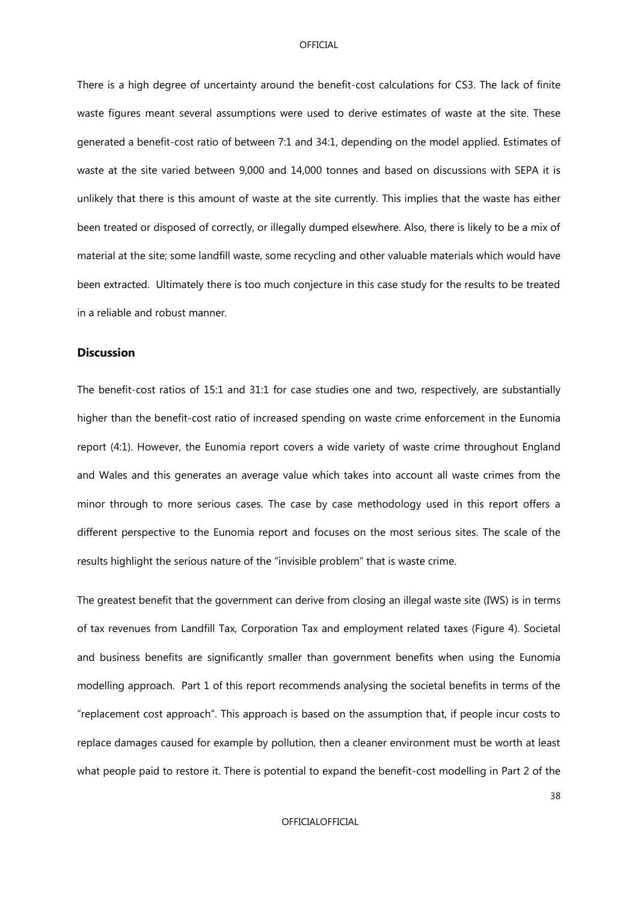There is a high degree of uncertainty around the benefit-cost calculations for CS3. The lack of finite waste figures meant several assumptions were used to derive estimates of waste at the site. These generated a benefit-cost ratio of between 7:1 and 34:1, depending on the model applied. Estimates of waste at the site varied between 9,000 and 14,000 tonnes and based on discussions with SEPA it is unlikely that there is this amount of waste at the site currently. This implies that the waste has either been treated or disposed of correctly, or illegally dumped elsewhere. Also, there is likely to be a mix of material at the site; some landfill waste, some recycling and other valuable materials which would have been extracted. Ultimately there is too much conjecture in this case study for the results to be treated in a reliable and robust manner.

## Discussion

The benefit-cost ratios of 15:1 and 31:1 for case studies one and two, respectively, are substantially higher than the benefit-cost ratio of increased spending on waste crime enforcement in the Eunomia report (4:1). However, the Eunomia report covers a wide variety of waste crime throughout England and Wales and this generates an average value which takes into account all waste crimes from the minor through to more serious cases. The case by case methodology used in this report offers a different perspective to the Eunomia report and focuses on the most serious sites. The scale of the results highlight the serious nature of the "invisible problem" that is waste crime.

The greatest benefit that the government can derive from closing an illegal waste site (IWS) is in terms of tax revenues from Landfill Tax, Corporation Tax and employment related taxes (Figure 4). Societal and business benefits are significantly smaller than government benefits when using the Eunomia modelling approach. Part 1 of this report recommends analysing the societal benefits in terms of the "replacement cost approach". This approach is based on the assumption that, if people incur costs to replace damages caused for example by pollution, then a cleaner environment must be worth at least what people paid to restore it. There is potential to expand the benefit-cost modelling in Part 2 of the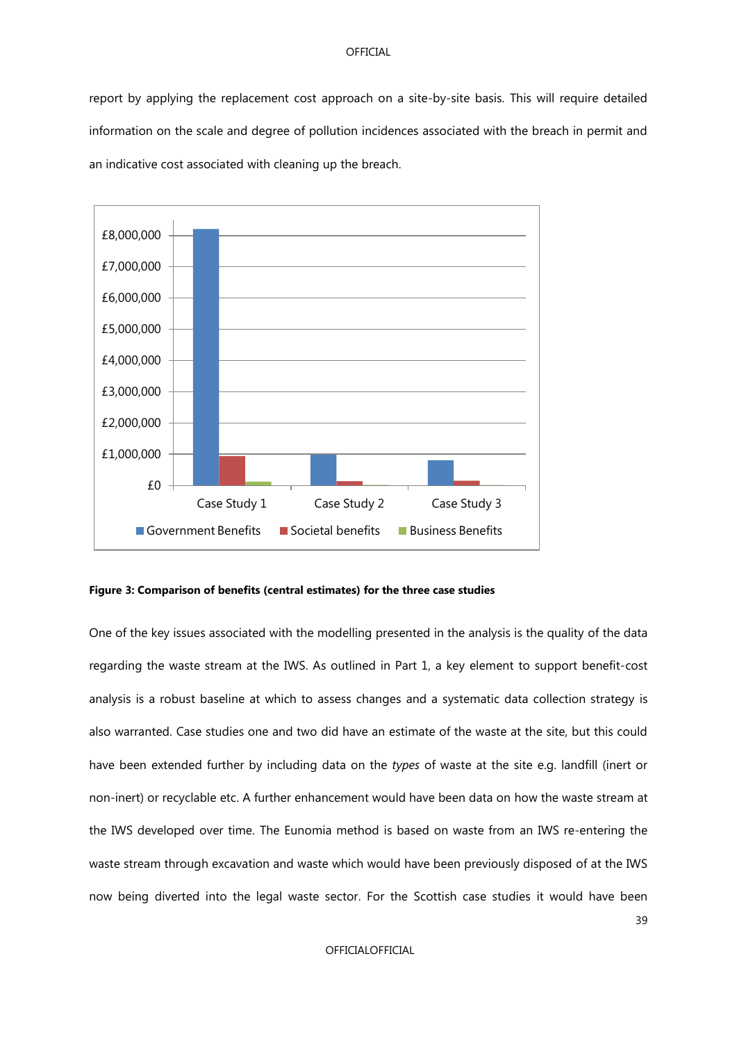report by applying the replacement cost approach on a site-by-site basis. This will require detailed information on the scale and degree of pollution incidences associated with the breach in permit and an indicative cost associated with cleaning up the breach.

**Figure 3: Comparison of benefits (central estimates) for the three case studies**

One of the key issues associated with the modelling presented in the analysis is the quality of the data regarding the waste stream at the IWS. As outlined in Part 1, a key element to support benefit-cost analysis is a robust baseline at which to assess changes and a systematic data collection strategy is also warranted. Case studies one and two did have an estimate of the waste at the site, but this could have been extended further by including data on the *types* of waste at the site e.g. landfill (inert or non-inert) or recyclable etc. A further enhancement would have been data on how the waste stream at the IWS developed over time. The Eunomia method is based on waste from an IWS re-entering the waste stream through excavation and waste which would have been previously disposed of at the IWS now being diverted into the legal waste sector. For the Scottish case studies it would have been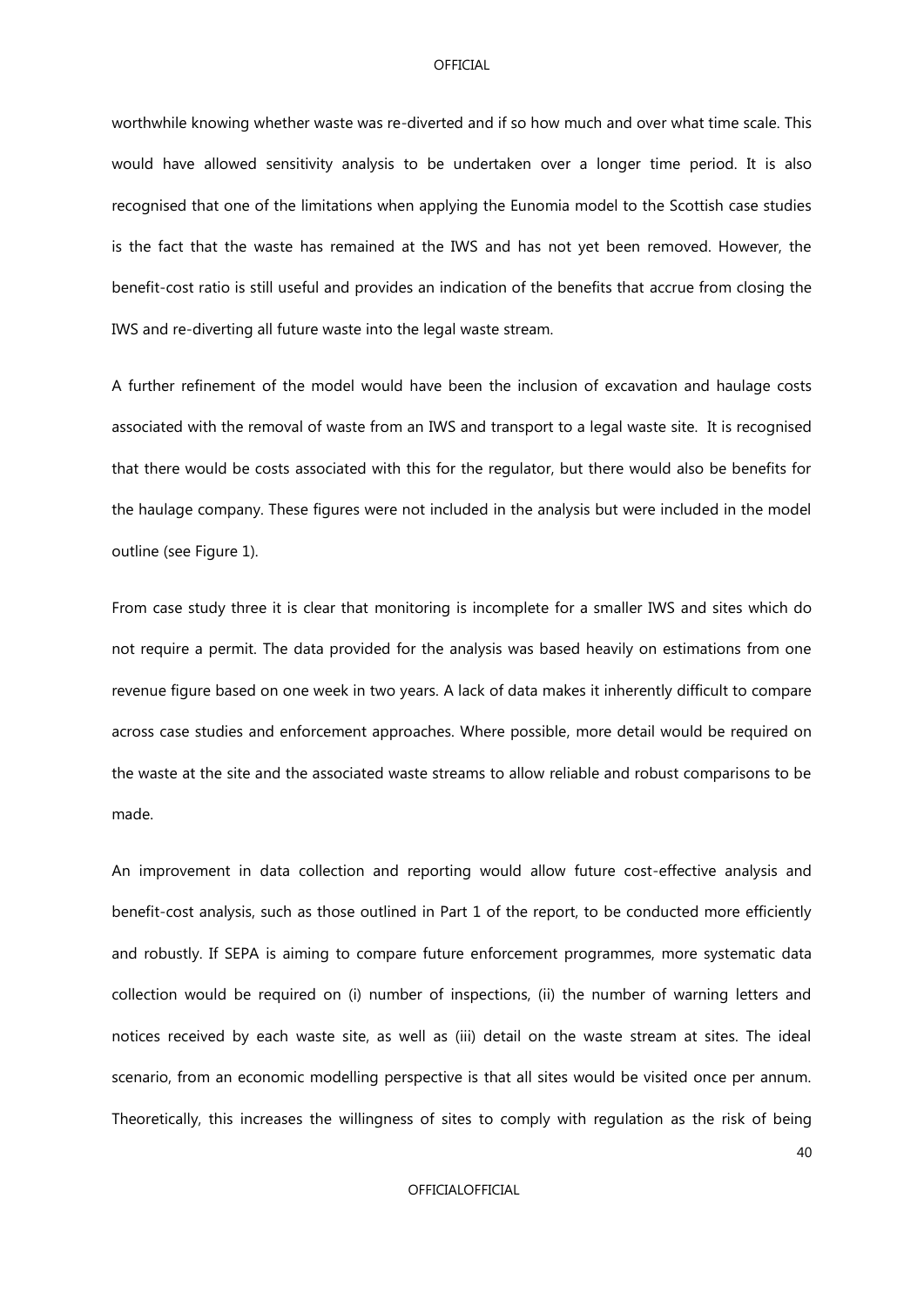worthwhile knowing whether waste was re-diverted and if so how much and over what time scale. This would have allowed sensitivity analysis to be undertaken over a longer time period. It is also recognised that one of the limitations when applying the Eunomia model to the Scottish case studies is the fact that the waste has remained at the IWS and has not yet been removed. However, the benefit-cost ratio is still useful and provides an indication of the benefits that accrue from closing the IWS and re-diverting all future waste into the legal waste stream.

A further refinement of the model would have been the inclusion of excavation and haulage costs associated with the removal of waste from an IWS and transport to a legal waste site. It is recognised that there would be costs associated with this for the regulator, but there would also be benefits for the haulage company. These figures were not included in the analysis but were included in the model outline (see Figure 1).

From case study three it is clear that monitoring is incomplete for a smaller IWS and sites which do not require a permit. The data provided for the analysis was based heavily on estimations from one revenue figure based on one week in two years. A lack of data makes it inherently difficult to compare across case studies and enforcement approaches. Where possible, more detail would be required on the waste at the site and the associated waste streams to allow reliable and robust comparisons to be made.

An improvement in data collection and reporting would allow future cost-effective analysis and benefit-cost analysis, such as those outlined in Part 1 of the report, to be conducted more efficiently and robustly. If SEPA is aiming to compare future enforcement programmes, more systematic data collection would be required on (i) number of inspections, (ii) the number of warning letters and notices received by each waste site, as well as (iii) detail on the waste stream at sites. The ideal scenario, from an economic modelling perspective is that all sites would be visited once per annum. Theoretically, this increases the willingness of sites to comply with regulation as the risk of being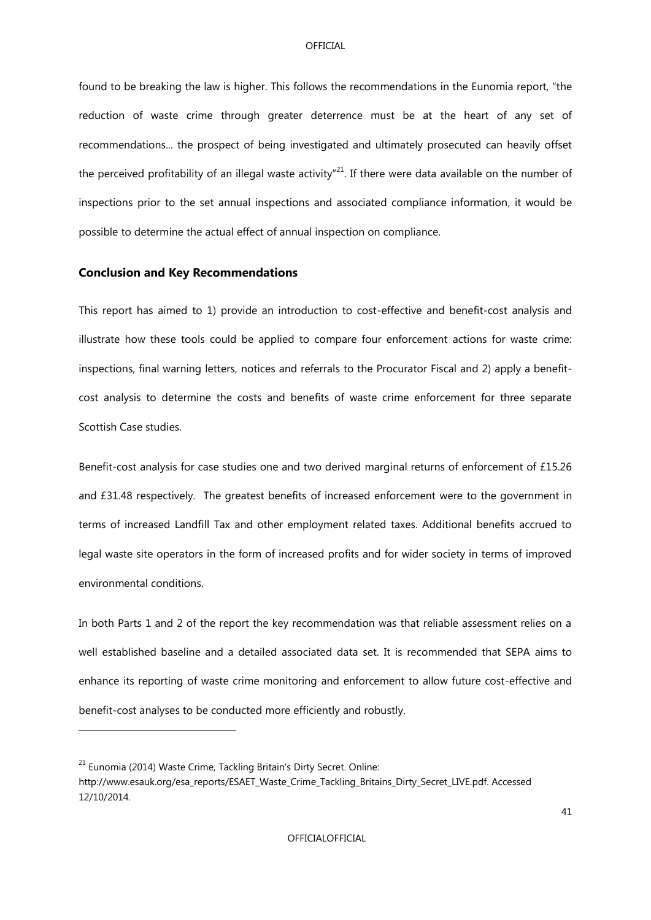found to be breaking the law is higher. This follows the recommendations in the Eunomia report, "the reduction of waste crime through greater deterrence must be at the heart of any set of recommendations... the prospect of being investigated and ultimately prosecuted can heavily offset the perceived profitability of an illegal waste activity"[21]. If there were data available on the number of inspections prior to the set annual inspections and associated compliance information, it would be possible to determine the actual effect of annual inspection on compliance.

## Conclusion and Key Recommendations

This report has aimed to 1) provide an introduction to cost-effective and benefit-cost analysis and illustrate how these tools could be applied to compare four enforcement actions for waste crime: inspections, final warning letters, notices and referrals to the Procurator Fiscal and 2) apply a benefit-cost analysis to determine the costs and benefits of waste crime enforcement for three separate Scottish Case studies.

Benefit-cost analysis for case studies one and two derived marginal returns of enforcement of £15.26 and £31.48 respectively. The greatest benefits of increased enforcement were to the government in terms of increased Landfill Tax and other employment related taxes. Additional benefits accrued to legal waste site operators in the form of increased profits and for wider society in terms of improved environmental conditions.

In both Parts 1 and 2 of the report the key recommendation was that reliable assessment relies on a well established baseline and a detailed associated data set. It is recommended that SEPA aims to enhance its reporting of waste crime monitoring and enforcement to allow future cost-effective and benefit-cost analyses to be conducted more efficiently and robustly.

---

[21] Eunomia (2014) Waste Crime, Tackling Britain's Dirty Secret. Online: http://www.esauk.org/esa_reports/ESAET_Waste_Crime_Tackling_Britains_Dirty_Secret_LIVE.pdf. Accessed 12/10/2014.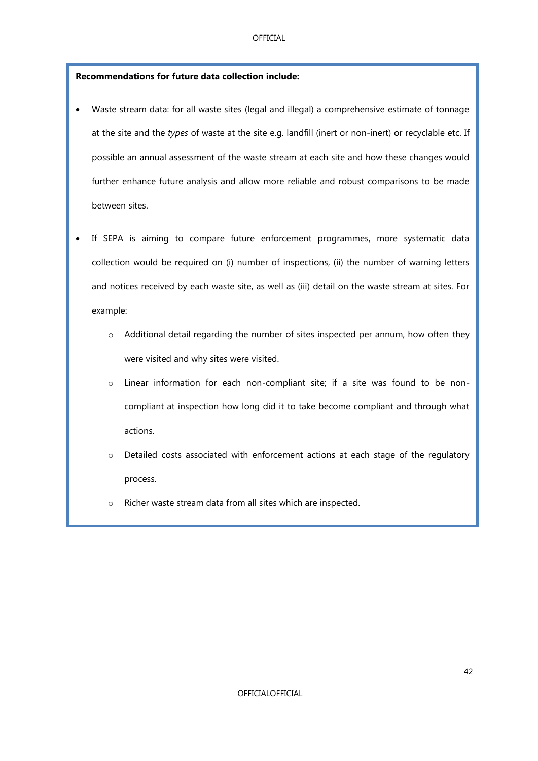**Recommendations for future data collection include:**

- Waste stream data: for all waste sites (legal and illegal) a comprehensive estimate of tonnage at the site and the *types* of waste at the site e.g. landfill (inert or non-inert) or recyclable etc. If possible an annual assessment of the waste stream at each site and how these changes would further enhance future analysis and allow more reliable and robust comparisons to be made between sites.
- If SEPA is aiming to compare future enforcement programmes, more systematic data collection would be required on (i) number of inspections, (ii) the number of warning letters and notices received by each waste site, as well as (iii) detail on the waste stream at sites. For example:
    - Additional detail regarding the number of sites inspected per annum, how often they were visited and why sites were visited.
    - Linear information for each non-compliant site; if a site was found to be non-compliant at inspection how long did it to take become compliant and through what actions.
    - Detailed costs associated with enforcement actions at each stage of the regulatory process.
    - Richer waste stream data from all sites which are inspected.